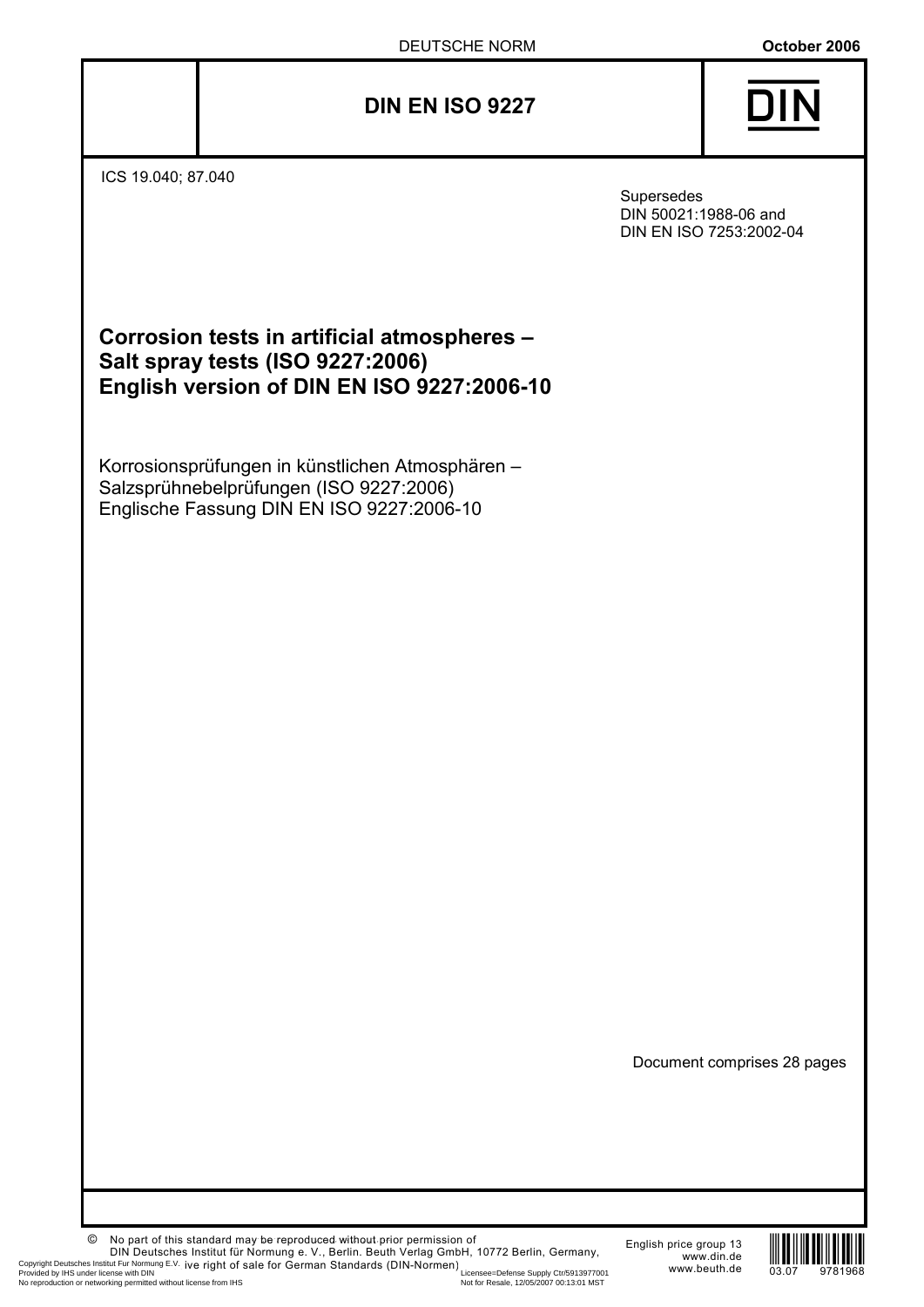DEUTSCHE NORM **October 2006**

# DIN EN ISO 9227

ICS 19.040; 87.040

Supersedes
DIN 50021:1988-06 and
DIN EN ISO 7253:2002-04

## Corrosion tests in artificial atmospheres – Salt spray tests (ISO 9227:2006) English version of DIN EN ISO 9227:2006-10

Korrosionsprüfungen in künstlichen Atmosphären –
Salzsprühnebelprüfungen (ISO 9227:2006)
Englische Fassung DIN EN ISO 9227:2006-10

Document comprises 28 pages

© No part of this standard may be reproduced without prior permission of DIN Deutsches Institut für Normung e. V., Berlin. Beuth Verlag GmbH, 10772 Berlin, Germany, has the exclusive right of sale for German Standards (DIN-Normen).

English price group 13
www.din.de
www.beuth.de

03.07 9781968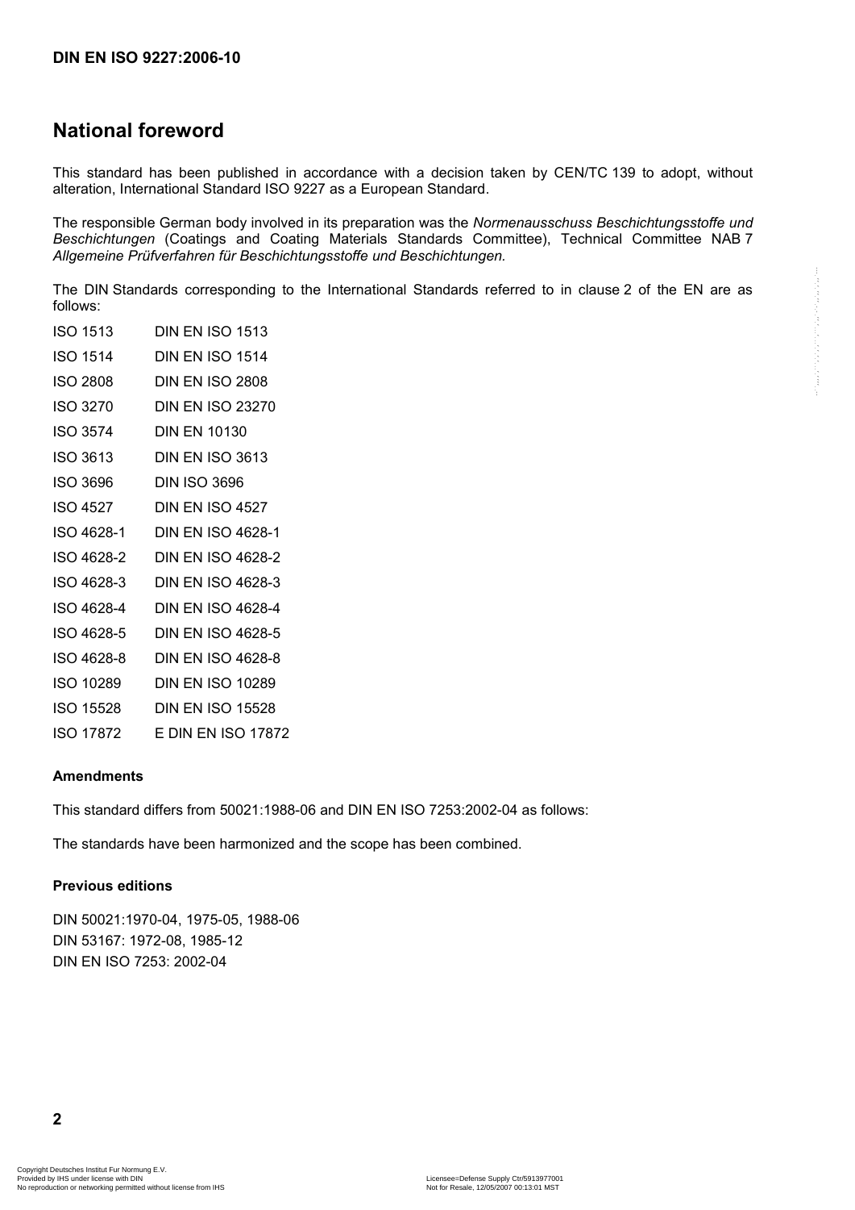## National foreword

This standard has been published in accordance with a decision taken by CEN/TC 139 to adopt, without alteration, International Standard ISO 9227 as a European Standard.

The responsible German body involved in its preparation was the *Normenausschuss Beschichtungsstoffe und Beschichtungen* (Coatings and Coating Materials Standards Committee), Technical Committee NAB 7 *Allgemeine Prüfverfahren für Beschichtungsstoffe und Beschichtungen.*

The DIN Standards corresponding to the International Standards referred to in clause 2 of the EN are as follows:

| | |
|---|---|
| ISO 1513 | DIN EN ISO 1513 |
| ISO 1514 | DIN EN ISO 1514 |
| ISO 2808 | DIN EN ISO 2808 |
| ISO 3270 | DIN EN ISO 23270 |
| ISO 3574 | DIN EN 10130 |
| ISO 3613 | DIN EN ISO 3613 |
| ISO 3696 | DIN ISO 3696 |
| ISO 4527 | DIN EN ISO 4527 |
| ISO 4628-1 | DIN EN ISO 4628-1 |
| ISO 4628-2 | DIN EN ISO 4628-2 |
| ISO 4628-3 | DIN EN ISO 4628-3 |
| ISO 4628-4 | DIN EN ISO 4628-4 |
| ISO 4628-5 | DIN EN ISO 4628-5 |
| ISO 4628-8 | DIN EN ISO 4628-8 |
| ISO 10289 | DIN EN ISO 10289 |
| ISO 15528 | DIN EN ISO 15528 |
| ISO 17872 | E DIN EN ISO 17872 |

### Amendments

This standard differs from 50021:1988-06 and DIN EN ISO 7253:2002-04 as follows:

The standards have been harmonized and the scope has been combined.

### Previous editions

DIN 50021:1970-04, 1975-05, 1988-06  
DIN 53167: 1972-08, 1985-12  
DIN EN ISO 7253: 2002-04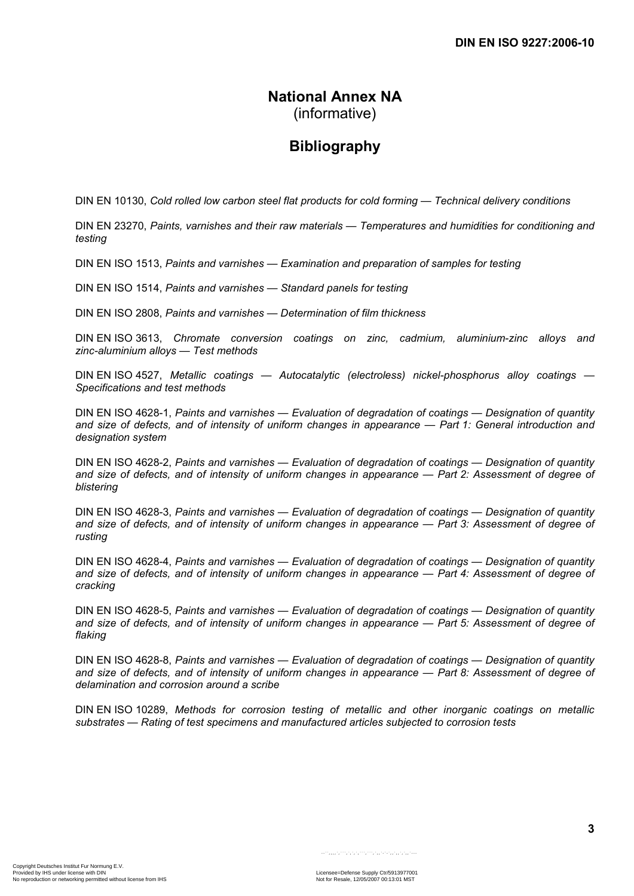# National Annex NA
(informative)

## Bibliography

DIN EN 10130, *Cold rolled low carbon steel flat products for cold forming — Technical delivery conditions*

DIN EN 23270, *Paints, varnishes and their raw materials — Temperatures and humidities for conditioning and testing*

DIN EN ISO 1513, *Paints and varnishes — Examination and preparation of samples for testing*

DIN EN ISO 1514, *Paints and varnishes — Standard panels for testing*

DIN EN ISO 2808, *Paints and varnishes — Determination of film thickness*

DIN EN ISO 3613, *Chromate conversion coatings on zinc, cadmium, aluminium-zinc alloys and zinc-aluminium alloys — Test methods*

DIN EN ISO 4527, *Metallic coatings — Autocatalytic (electroless) nickel-phosphorus alloy coatings — Specifications and test methods*

DIN EN ISO 4628-1, *Paints and varnishes — Evaluation of degradation of coatings — Designation of quantity and size of defects, and of intensity of uniform changes in appearance — Part 1: General introduction and designation system*

DIN EN ISO 4628-2, *Paints and varnishes — Evaluation of degradation of coatings — Designation of quantity and size of defects, and of intensity of uniform changes in appearance — Part 2: Assessment of degree of blistering*

DIN EN ISO 4628-3, *Paints and varnishes — Evaluation of degradation of coatings — Designation of quantity and size of defects, and of intensity of uniform changes in appearance — Part 3: Assessment of degree of rusting*

DIN EN ISO 4628-4, *Paints and varnishes — Evaluation of degradation of coatings — Designation of quantity and size of defects, and of intensity of uniform changes in appearance — Part 4: Assessment of degree of cracking*

DIN EN ISO 4628-5, *Paints and varnishes — Evaluation of degradation of coatings — Designation of quantity and size of defects, and of intensity of uniform changes in appearance — Part 5: Assessment of degree of flaking*

DIN EN ISO 4628-8, *Paints and varnishes — Evaluation of degradation of coatings — Designation of quantity and size of defects, and of intensity of uniform changes in appearance — Part 8: Assessment of degree of delamination and corrosion around a scribe*

DIN EN ISO 10289, *Methods for corrosion testing of metallic and other inorganic coatings on metallic substrates — Rating of test specimens and manufactured articles subjected to corrosion tests*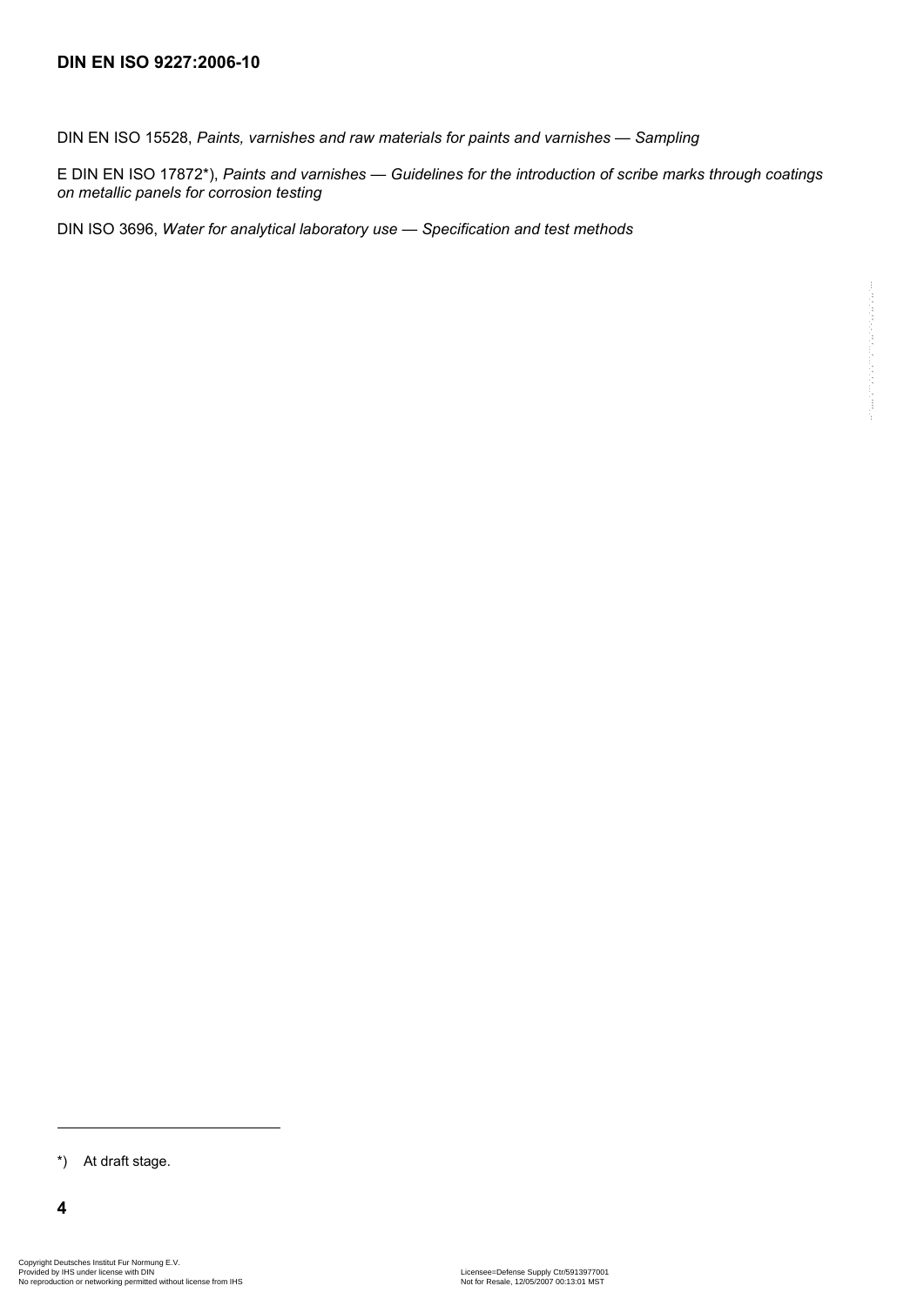DIN EN ISO 15528, *Paints, varnishes and raw materials for paints and varnishes — Sampling*

E DIN EN ISO 17872*), *Paints and varnishes — Guidelines for the introduction of scribe marks through coatings on metallic panels for corrosion testing*

DIN ISO 3696, *Water for analytical laboratory use — Specification and test methods*

---

*) At draft stage.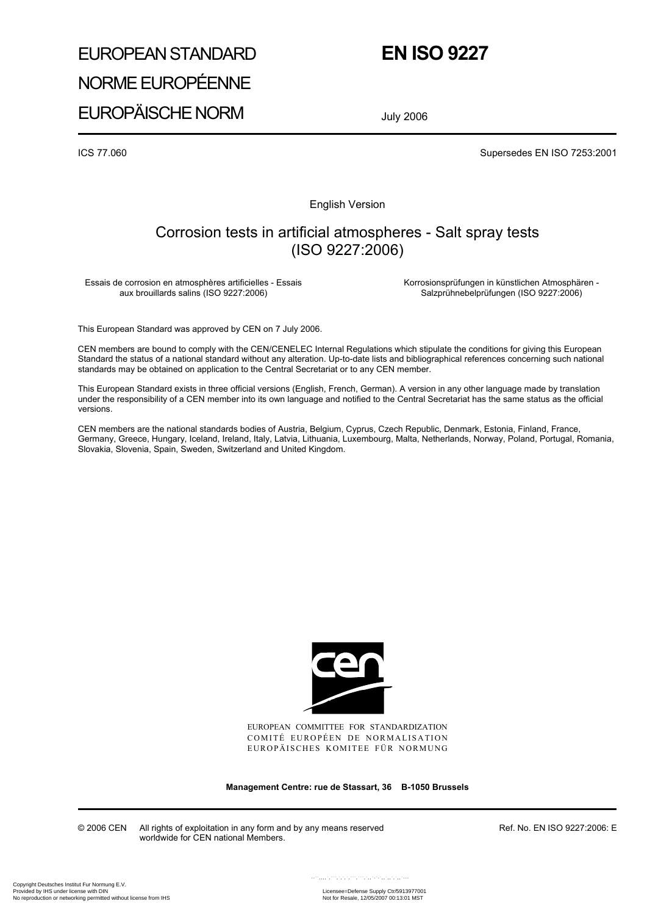EUROPEAN STANDARD

NORME EUROPÉENNE

EUROPÄISCHE NORM

# EN ISO 9227

July 2006

ICS 77.060

Supersedes EN ISO 7253:2001

English Version

## Corrosion tests in artificial atmospheres - Salt spray tests (ISO 9227:2006)

Essais de corrosion en atmosphères artificielles - Essais aux brouillards salins (ISO 9227:2006)

Korrosionsprüfungen in künstlichen Atmosphären - Salzprühnebelprüfungen (ISO 9227:2006)

This European Standard was approved by CEN on 7 July 2006.

CEN members are bound to comply with the CEN/CENELEC Internal Regulations which stipulate the conditions for giving this European Standard the status of a national standard without any alteration. Up-to-date lists and bibliographical references concerning such national standards may be obtained on application to the Central Secretariat or to any CEN member.

This European Standard exists in three official versions (English, French, German). A version in any other language made by translation under the responsibility of a CEN member into its own language and notified to the Central Secretariat has the same status as the official versions.

CEN members are the national standards bodies of Austria, Belgium, Cyprus, Czech Republic, Denmark, Estonia, Finland, France, Germany, Greece, Hungary, Iceland, Ireland, Italy, Latvia, Lithuania, Luxembourg, Malta, Netherlands, Norway, Poland, Portugal, Romania, Slovakia, Slovenia, Spain, Sweden, Switzerland and United Kingdom.

EUROPEAN COMMITTEE FOR STANDARDIZATION
COMITÉ EUROPÉEN DE NORMALISATION
EUROPÄISCHES KOMITEE FÜR NORMUNG

**Management Centre: rue de Stassart, 36 B-1050 Brussels**

© 2006 CEN All rights of exploitation in any form and by any means reserved worldwide for CEN national Members.

Ref. No. EN ISO 9227:2006: E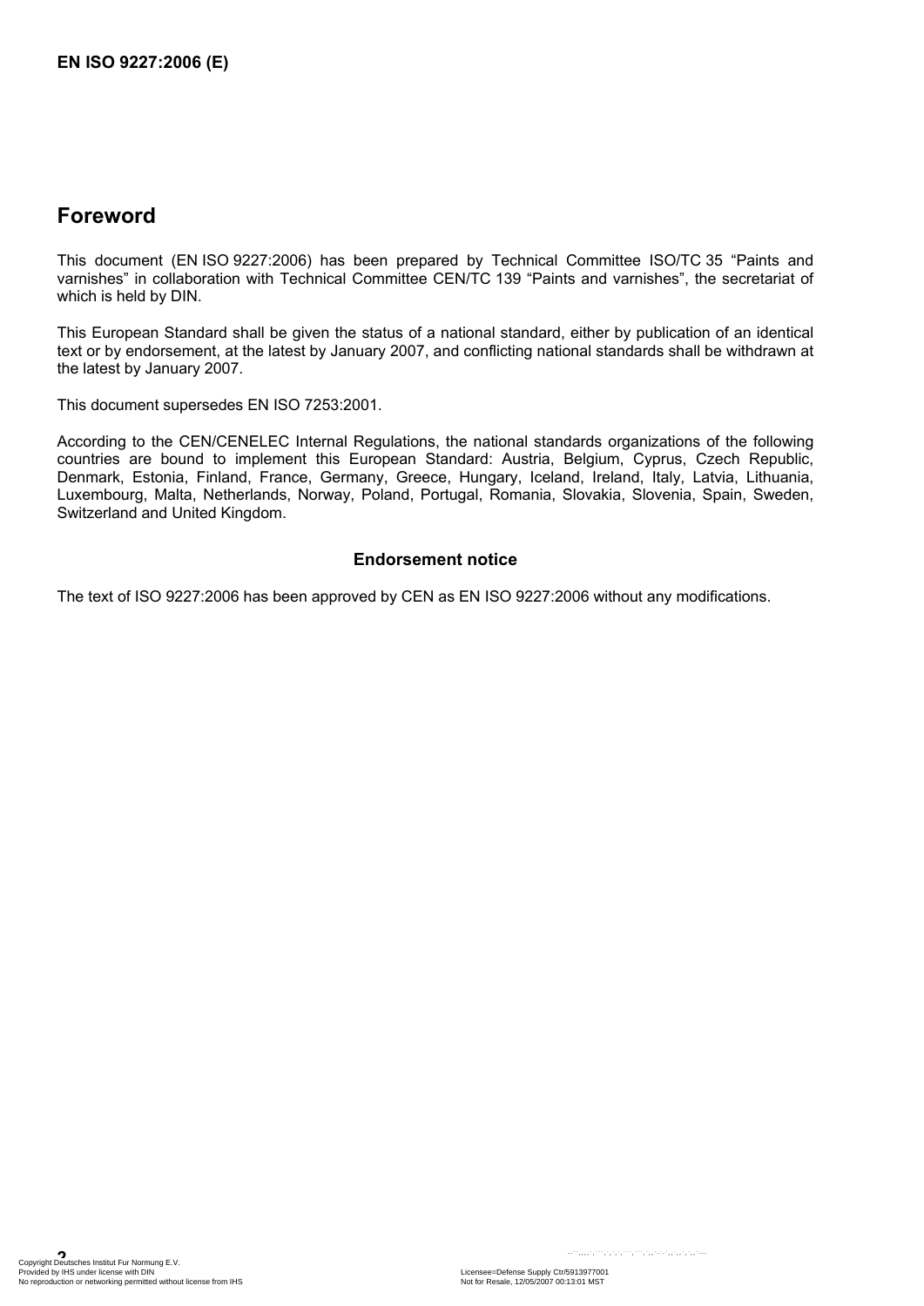# Foreword

This document (EN ISO 9227:2006) has been prepared by Technical Committee ISO/TC 35 "Paints and varnishes" in collaboration with Technical Committee CEN/TC 139 "Paints and varnishes", the secretariat of which is held by DIN.

This European Standard shall be given the status of a national standard, either by publication of an identical text or by endorsement, at the latest by January 2007, and conflicting national standards shall be withdrawn at the latest by January 2007.

This document supersedes EN ISO 7253:2001.

According to the CEN/CENELEC Internal Regulations, the national standards organizations of the following countries are bound to implement this European Standard: Austria, Belgium, Cyprus, Czech Republic, Denmark, Estonia, Finland, France, Germany, Greece, Hungary, Iceland, Ireland, Italy, Latvia, Lithuania, Luxembourg, Malta, Netherlands, Norway, Poland, Portugal, Romania, Slovakia, Slovenia, Spain, Sweden, Switzerland and United Kingdom.

## Endorsement notice

The text of ISO 9227:2006 has been approved by CEN as EN ISO 9227:2006 without any modifications.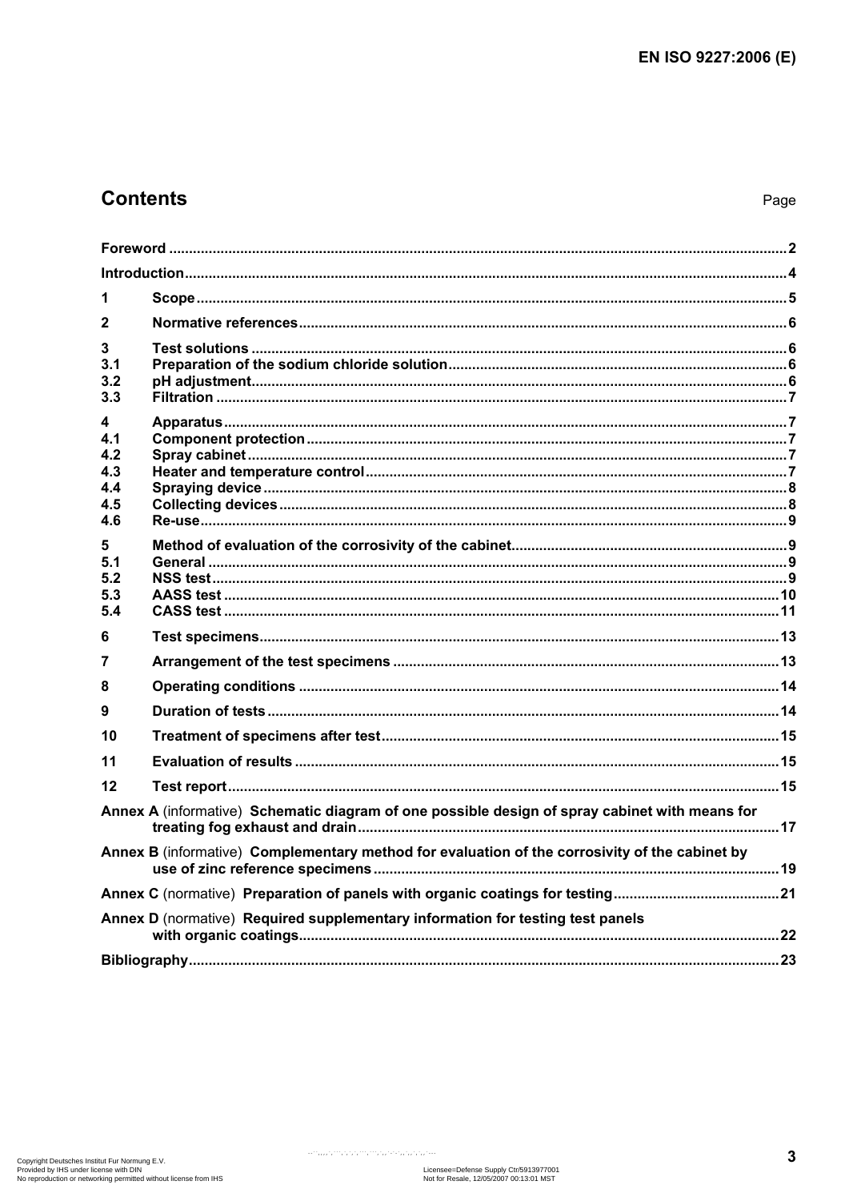## Contents

Page

| | | |
|---|---|---|
| **Foreword** | | **2** |
| **Introduction** | | **4** |
| **1** | **Scope** | **5** |
| **2** | **Normative references** | **6** |
| **3** | **Test solutions** | **6** |
| **3.1** | **Preparation of the sodium chloride solution** | **6** |
| **3.2** | **pH adjustment** | **6** |
| **3.3** | **Filtration** | **7** |
| **4** | **Apparatus** | **7** |
| **4.1** | **Component protection** | **7** |
| **4.2** | **Spray cabinet** | **7** |
| **4.3** | **Heater and temperature control** | **7** |
| **4.4** | **Spraying device** | **8** |
| **4.5** | **Collecting devices** | **8** |
| **4.6** | **Re-use** | **9** |
| **5** | **Method of evaluation of the corrosivity of the cabinet** | **9** |
| **5.1** | **General** | **9** |
| **5.2** | **NSS test** | **9** |
| **5.3** | **AASS test** | **10** |
| **5.4** | **CASS test** | **11** |
| **6** | **Test specimens** | **13** |
| **7** | **Arrangement of the test specimens** | **13** |
| **8** | **Operating conditions** | **14** |
| **9** | **Duration of tests** | **14** |
| **10** | **Treatment of specimens after test** | **15** |
| **11** | **Evaluation of results** | **15** |
| **12** | **Test report** | **15** |
| **Annex A** (informative) **Schematic diagram of one possible design of spray cabinet with means for treating fog exhaust and drain** | | **17** |
| **Annex B** (informative) **Complementary method for evaluation of the corrosivity of the cabinet by use of zinc reference specimens** | | **19** |
| **Annex C** (normative) **Preparation of panels with organic coatings for testing** | | **21** |
| **Annex D** (normative) **Required supplementary information for testing test panels with organic coatings** | | **22** |
| **Bibliography** | | **23** |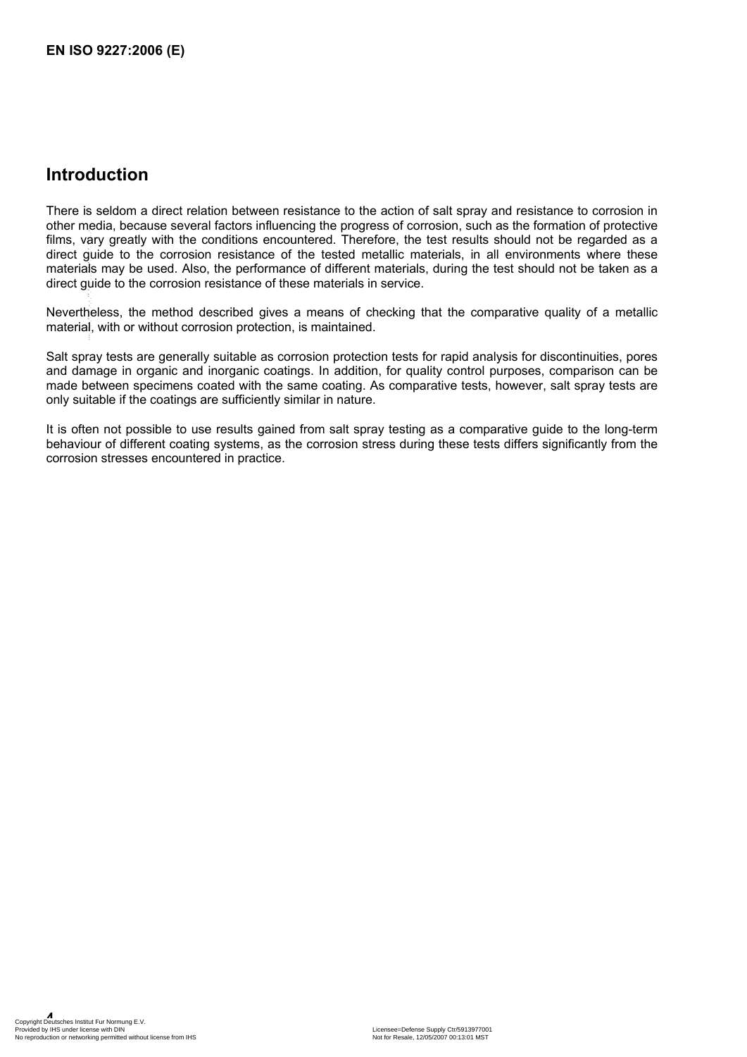## Introduction

There is seldom a direct relation between resistance to the action of salt spray and resistance to corrosion in other media, because several factors influencing the progress of corrosion, such as the formation of protective films, vary greatly with the conditions encountered. Therefore, the test results should not be regarded as a direct guide to the corrosion resistance of the tested metallic materials, in all environments where these materials may be used. Also, the performance of different materials, during the test should not be taken as a direct guide to the corrosion resistance of these materials in service.

Nevertheless, the method described gives a means of checking that the comparative quality of a metallic material, with or without corrosion protection, is maintained.

Salt spray tests are generally suitable as corrosion protection tests for rapid analysis for discontinuities, pores and damage in organic and inorganic coatings. In addition, for quality control purposes, comparison can be made between specimens coated with the same coating. As comparative tests, however, salt spray tests are only suitable if the coatings are sufficiently similar in nature.

It is often not possible to use results gained from salt spray testing as a comparative guide to the long-term behaviour of different coating systems, as the corrosion stress during these tests differs significantly from the corrosion stresses encountered in practice.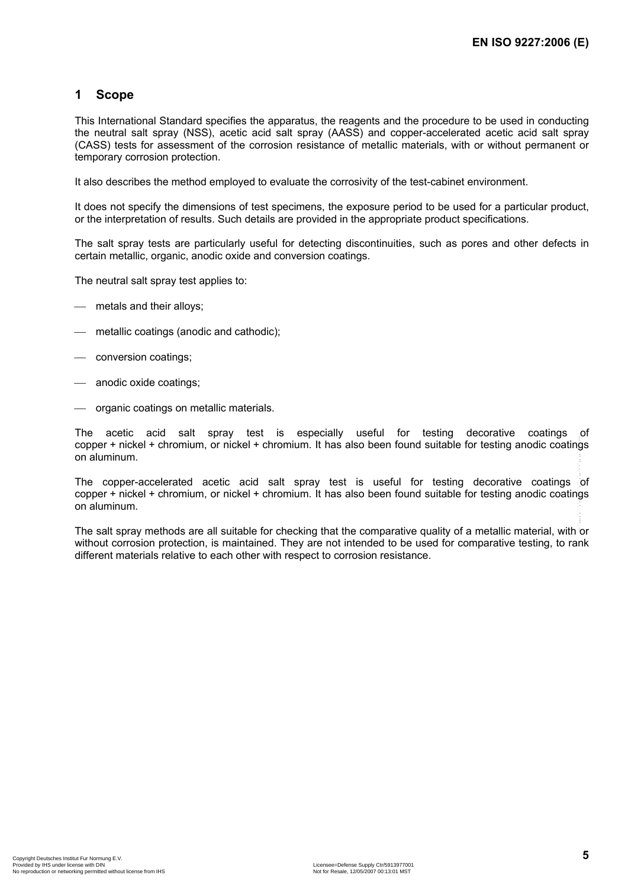## 1 Scope

This International Standard specifies the apparatus, the reagents and the procedure to be used in conducting the neutral salt spray (NSS), acetic acid salt spray (AASS) and copper-accelerated acetic acid salt spray (CASS) tests for assessment of the corrosion resistance of metallic materials, with or without permanent or temporary corrosion protection.

It also describes the method employed to evaluate the corrosivity of the test-cabinet environment.

It does not specify the dimensions of test specimens, the exposure period to be used for a particular product, or the interpretation of results. Such details are provided in the appropriate product specifications.

The salt spray tests are particularly useful for detecting discontinuities, such as pores and other defects in certain metallic, organic, anodic oxide and conversion coatings.

The neutral salt spray test applies to:

- metals and their alloys;
- metallic coatings (anodic and cathodic);
- conversion coatings;
- anodic oxide coatings;
- organic coatings on metallic materials.

The acetic acid salt spray test is especially useful for testing decorative coatings of copper + nickel + chromium, or nickel + chromium. It has also been found suitable for testing anodic coatings on aluminum.

The copper-accelerated acetic acid salt spray test is useful for testing decorative coatings of copper + nickel + chromium, or nickel + chromium. It has also been found suitable for testing anodic coatings on aluminum.

The salt spray methods are all suitable for checking that the comparative quality of a metallic material, with or without corrosion protection, is maintained. They are not intended to be used for comparative testing, to rank different materials relative to each other with respect to corrosion resistance.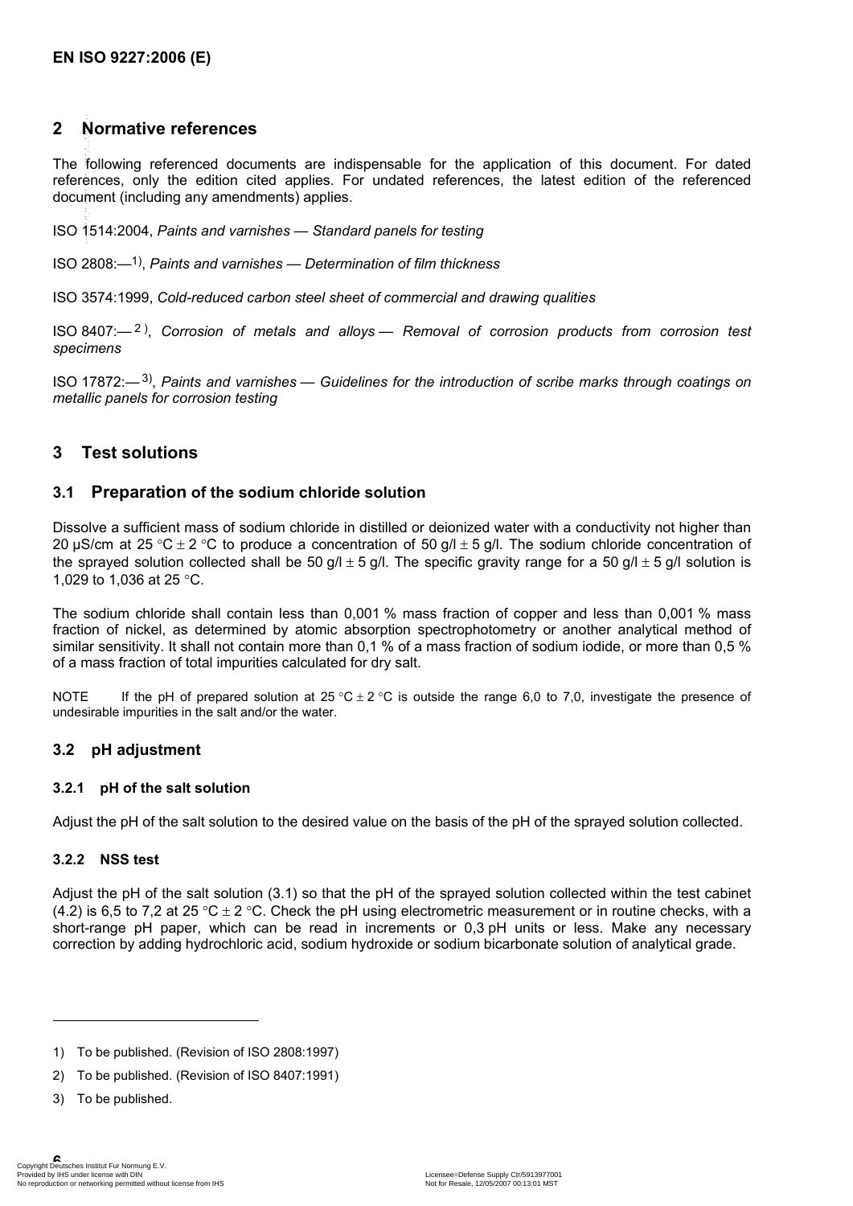## 2 Normative references

The following referenced documents are indispensable for the application of this document. For dated references, only the edition cited applies. For undated references, the latest edition of the referenced document (including any amendments) applies.

ISO 1514:2004, *Paints and varnishes — Standard panels for testing*

ISO 2808:—[1], *Paints and varnishes — Determination of film thickness*

ISO 3574:1999, *Cold-reduced carbon steel sheet of commercial and drawing qualities*

ISO 8407:—[2], *Corrosion of metals and alloys — Removal of corrosion products from corrosion test specimens*

ISO 17872:—[3], *Paints and varnishes — Guidelines for the introduction of scribe marks through coatings on metallic panels for corrosion testing*

## 3 Test solutions

### 3.1 Preparation of the sodium chloride solution

Dissolve a sufficient mass of sodium chloride in distilled or deionized water with a conductivity not higher than 20 µS/cm at 25 °C ± 2 °C to produce a concentration of 50 g/l ± 5 g/l. The sodium chloride concentration of the sprayed solution collected shall be 50 g/l ± 5 g/l. The specific gravity range for a 50 g/l ± 5 g/l solution is 1,029 to 1,036 at 25 °C.

The sodium chloride shall contain less than 0,001 % mass fraction of copper and less than 0,001 % mass fraction of nickel, as determined by atomic absorption spectrophotometry or another analytical method of similar sensitivity. It shall not contain more than 0,1 % of a mass fraction of sodium iodide, or more than 0,5 % of a mass fraction of total impurities calculated for dry salt.

NOTE If the pH of prepared solution at 25 °C ± 2 °C is outside the range 6,0 to 7,0, investigate the presence of undesirable impurities in the salt and/or the water.

### 3.2 pH adjustment

#### 3.2.1 pH of the salt solution

Adjust the pH of the salt solution to the desired value on the basis of the pH of the sprayed solution collected.

#### 3.2.2 NSS test

Adjust the pH of the salt solution (3.1) so that the pH of the sprayed solution collected within the test cabinet (4.2) is 6,5 to 7,2 at 25 °C ± 2 °C. Check the pH using electrometric measurement or in routine checks, with a short-range pH paper, which can be read in increments or 0,3 pH units or less. Make any necessary correction by adding hydrochloric acid, sodium hydroxide or sodium bicarbonate solution of analytical grade.

---

1) To be published. (Revision of ISO 2808:1997)

2) To be published. (Revision of ISO 8407:1991)

3) To be published.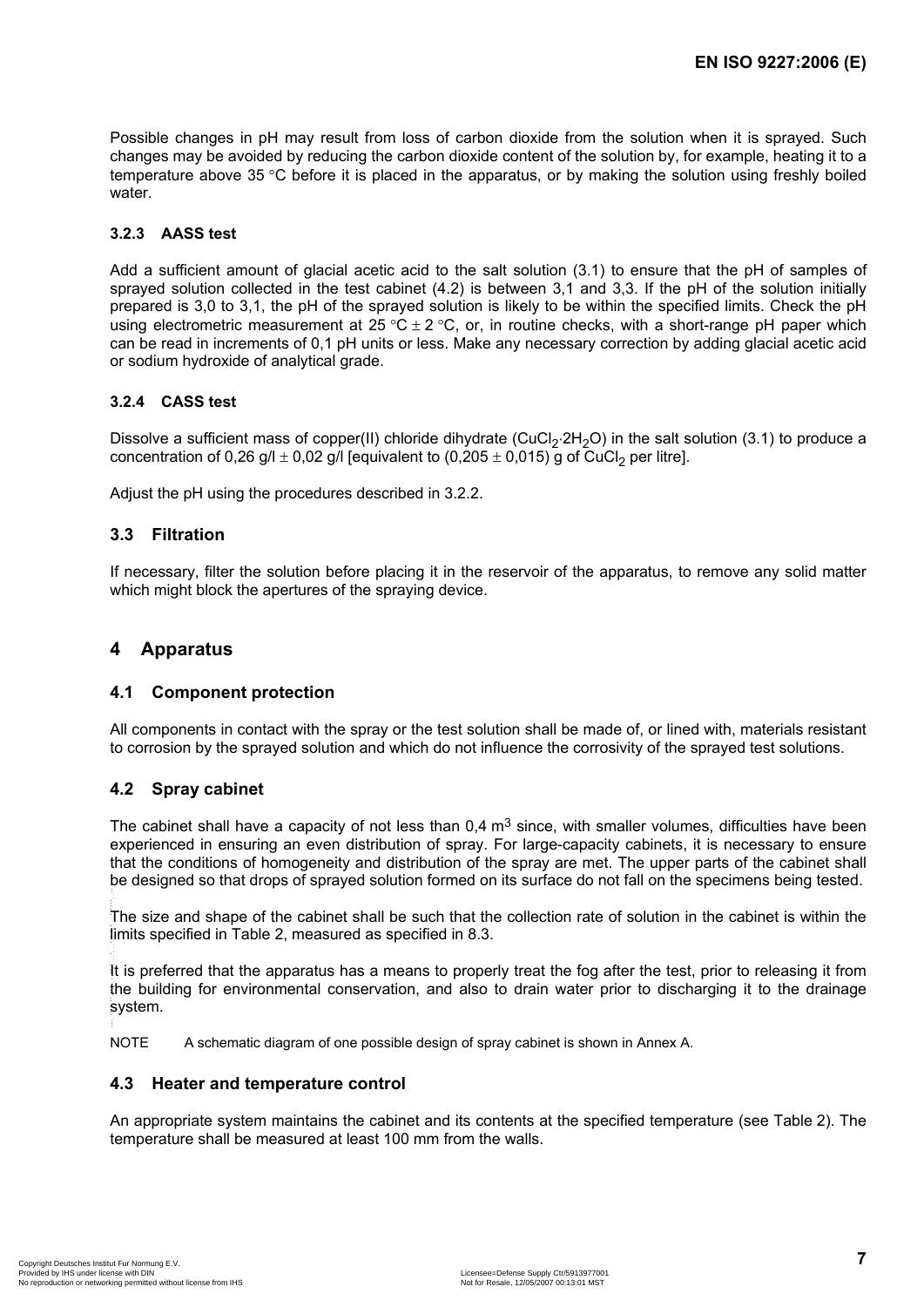Possible changes in pH may result from loss of carbon dioxide from the solution when it is sprayed. Such changes may be avoided by reducing the carbon dioxide content of the solution by, for example, heating it to a temperature above 35 °C before it is placed in the apparatus, or by making the solution using freshly boiled water.

#### 3.2.3 AASS test

Add a sufficient amount of glacial acetic acid to the salt solution (3.1) to ensure that the pH of samples of sprayed solution collected in the test cabinet (4.2) is between 3,1 and 3,3. If the pH of the solution initially prepared is 3,0 to 3,1, the pH of the sprayed solution is likely to be within the specified limits. Check the pH using electrometric measurement at 25 °C ± 2 °C, or, in routine checks, with a short-range pH paper which can be read in increments of 0,1 pH units or less. Make any necessary correction by adding glacial acetic acid or sodium hydroxide of analytical grade.

#### 3.2.4 CASS test

Dissolve a sufficient mass of copper(II) chloride dihydrate ($CuCl_2 \cdot 2H_2O$) in the salt solution (3.1) to produce a concentration of 0,26 g/l ± 0,02 g/l [equivalent to (0,205 ± 0,015) g of $CuCl_2$ per litre].

Adjust the pH using the procedures described in 3.2.2.

### 3.3 Filtration

If necessary, filter the solution before placing it in the reservoir of the apparatus, to remove any solid matter which might block the apertures of the spraying device.

## 4 Apparatus

### 4.1 Component protection

All components in contact with the spray or the test solution shall be made of, or lined with, materials resistant to corrosion by the sprayed solution and which do not influence the corrosivity of the sprayed test solutions.

### 4.2 Spray cabinet

The cabinet shall have a capacity of not less than 0,4 $m^3$ since, with smaller volumes, difficulties have been experienced in ensuring an even distribution of spray. For large-capacity cabinets, it is necessary to ensure that the conditions of homogeneity and distribution of the spray are met. The upper parts of the cabinet shall be designed so that drops of sprayed solution formed on its surface do not fall on the specimens being tested.

The size and shape of the cabinet shall be such that the collection rate of solution in the cabinet is within the limits specified in Table 2, measured as specified in 8.3.

It is preferred that the apparatus has a means to properly treat the fog after the test, prior to releasing it from the building for environmental conservation, and also to drain water prior to discharging it to the drainage system.

NOTE A schematic diagram of one possible design of spray cabinet is shown in Annex A.

### 4.3 Heater and temperature control

An appropriate system maintains the cabinet and its contents at the specified temperature (see Table 2). The temperature shall be measured at least 100 mm from the walls.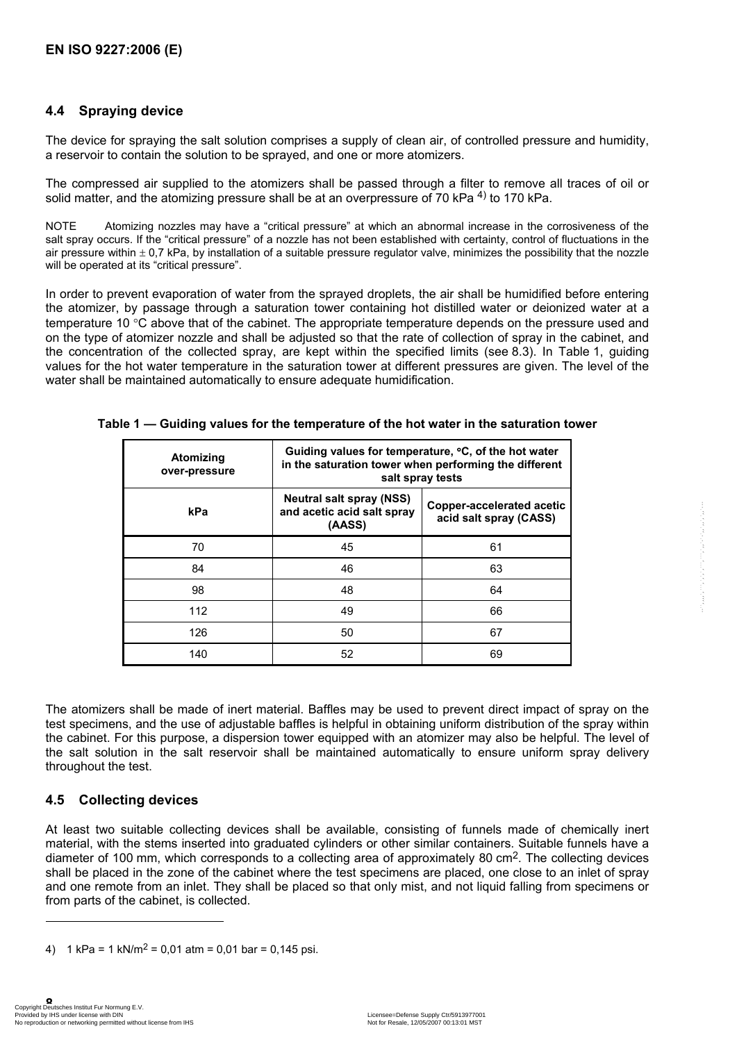## 4.4 Spraying device

The device for spraying the salt solution comprises a supply of clean air, of controlled pressure and humidity, a reservoir to contain the solution to be sprayed, and one or more atomizers.

The compressed air supplied to the atomizers shall be passed through a filter to remove all traces of oil or solid matter, and the atomizing pressure shall be at an overpressure of 70 kPa [4)] to 170 kPa.

NOTE Atomizing nozzles may have a "critical pressure" at which an abnormal increase in the corrosiveness of the salt spray occurs. If the "critical pressure" of a nozzle has not been established with certainty, control of fluctuations in the air pressure within ± 0,7 kPa, by installation of a suitable pressure regulator valve, minimizes the possibility that the nozzle will be operated at its "critical pressure".

In order to prevent evaporation of water from the sprayed droplets, the air shall be humidified before entering the atomizer, by passage through a saturation tower containing hot distilled water or deionized water at a temperature 10 °C above that of the cabinet. The appropriate temperature depends on the pressure used and on the type of atomizer nozzle and shall be adjusted so that the rate of collection of spray in the cabinet, and the concentration of the collected spray, are kept within the specified limits (see 8.3). In Table 1, guiding values for the hot water temperature in the saturation tower at different pressures are given. The level of the water shall be maintained automatically to ensure adequate humidification.

**Table 1 — Guiding values for the temperature of the hot water in the saturation tower**

| Atomizing over-pressure | Guiding values for temperature, °C, of the hot water in the saturation tower when performing the different salt spray tests | |
|---|---|---|
| kPa | Neutral salt spray (NSS) and acetic acid salt spray (AASS) | Copper-accelerated acetic acid salt spray (CASS) |
| 70 | 45 | 61 |
| 84 | 46 | 63 |
| 98 | 48 | 64 |
| 112 | 49 | 66 |
| 126 | 50 | 67 |
| 140 | 52 | 69 |

The atomizers shall be made of inert material. Baffles may be used to prevent direct impact of spray on the test specimens, and the use of adjustable baffles is helpful in obtaining uniform distribution of the spray within the cabinet. For this purpose, a dispersion tower equipped with an atomizer may also be helpful. The level of the salt solution in the salt reservoir shall be maintained automatically to ensure uniform spray delivery throughout the test.

## 4.5 Collecting devices

At least two suitable collecting devices shall be available, consisting of funnels made of chemically inert material, with the stems inserted into graduated cylinders or other similar containers. Suitable funnels have a diameter of 100 mm, which corresponds to a collecting area of approximately 80 cm$^2$. The collecting devices shall be placed in the zone of the cabinet where the test specimens are placed, one close to an inlet of spray and one remote from an inlet. They shall be placed so that only mist, and not liquid falling from specimens or from parts of the cabinet, is collected.

---

4) 1 kPa = 1 kN/m$^2$ = 0,01 atm = 0,01 bar = 0,145 psi.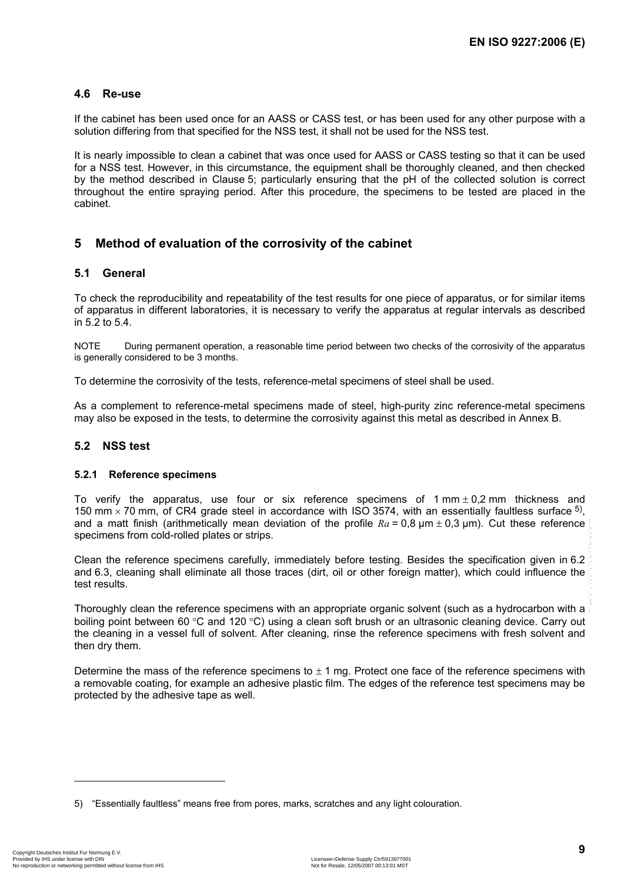### 4.6 Re-use

If the cabinet has been used once for an AASS or CASS test, or has been used for any other purpose with a solution differing from that specified for the NSS test, it shall not be used for the NSS test.

It is nearly impossible to clean a cabinet that was once used for AASS or CASS testing so that it can be used for a NSS test. However, in this circumstance, the equipment shall be thoroughly cleaned, and then checked by the method described in Clause 5; particularly ensuring that the pH of the collected solution is correct throughout the entire spraying period. After this procedure, the specimens to be tested are placed in the cabinet.

## 5 Method of evaluation of the corrosivity of the cabinet

### 5.1 General

To check the reproducibility and repeatability of the test results for one piece of apparatus, or for similar items of apparatus in different laboratories, it is necessary to verify the apparatus at regular intervals as described in 5.2 to 5.4.

NOTE During permanent operation, a reasonable time period between two checks of the corrosivity of the apparatus is generally considered to be 3 months.

To determine the corrosivity of the tests, reference-metal specimens of steel shall be used.

As a complement to reference-metal specimens made of steel, high-purity zinc reference-metal specimens may also be exposed in the tests, to determine the corrosivity against this metal as described in Annex B.

### 5.2 NSS test

#### 5.2.1 Reference specimens

To verify the apparatus, use four or six reference specimens of 1 mm ± 0,2 mm thickness and 150 mm × 70 mm, of CR4 grade steel in accordance with ISO 3574, with an essentially faultless surface [5], and a matt finish (arithmetically mean deviation of the profile $Ra$ = 0,8 µm ± 0,3 µm). Cut these reference specimens from cold-rolled plates or strips.

Clean the reference specimens carefully, immediately before testing. Besides the specification given in 6.2 and 6.3, cleaning shall eliminate all those traces (dirt, oil or other foreign matter), which could influence the test results.

Thoroughly clean the reference specimens with an appropriate organic solvent (such as a hydrocarbon with a boiling point between 60 °C and 120 °C) using a clean soft brush or an ultrasonic cleaning device. Carry out the cleaning in a vessel full of solvent. After cleaning, rinse the reference specimens with fresh solvent and then dry them.

Determine the mass of the reference specimens to ± 1 mg. Protect one face of the reference specimens with a removable coating, for example an adhesive plastic film. The edges of the reference test specimens may be protected by the adhesive tape as well.

---

5) "Essentially faultless" means free from pores, marks, scratches and any light colouration.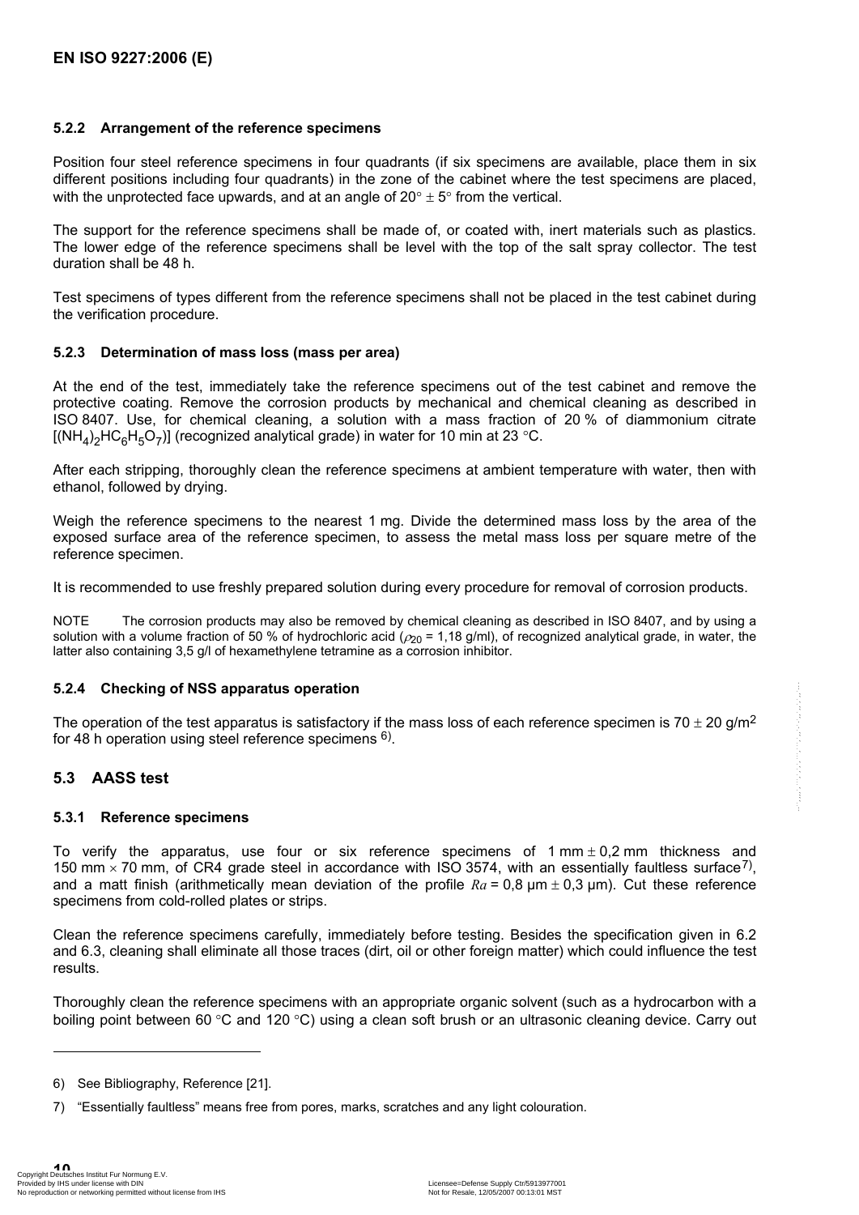#### 5.2.2 Arrangement of the reference specimens

Position four steel reference specimens in four quadrants (if six specimens are available, place them in six different positions including four quadrants) in the zone of the cabinet where the test specimens are placed, with the unprotected face upwards, and at an angle of $20° \pm 5°$ from the vertical.

The support for the reference specimens shall be made of, or coated with, inert materials such as plastics. The lower edge of the reference specimens shall be level with the top of the salt spray collector. The test duration shall be 48 h.

Test specimens of types different from the reference specimens shall not be placed in the test cabinet during the verification procedure.

#### 5.2.3 Determination of mass loss (mass per area)

At the end of the test, immediately take the reference specimens out of the test cabinet and remove the protective coating. Remove the corrosion products by mechanical and chemical cleaning as described in ISO 8407. Use, for chemical cleaning, a solution with a mass fraction of 20 % of diammonium citrate $[(NH_4)_2HC_6H_5O_7)]$ (recognized analytical grade) in water for 10 min at 23 °C.

After each stripping, thoroughly clean the reference specimens at ambient temperature with water, then with ethanol, followed by drying.

Weigh the reference specimens to the nearest 1 mg. Divide the determined mass loss by the area of the exposed surface area of the reference specimen, to assess the metal mass loss per square metre of the reference specimen.

It is recommended to use freshly prepared solution during every procedure for removal of corrosion products.

NOTE The corrosion products may also be removed by chemical cleaning as described in ISO 8407, and by using a solution with a volume fraction of 50 % of hydrochloric acid ($\rho_{20}$ = 1,18 g/ml), of recognized analytical grade, in water, the latter also containing 3,5 g/l of hexamethylene tetramine as a corrosion inhibitor.

#### 5.2.4 Checking of NSS apparatus operation

The operation of the test apparatus is satisfactory if the mass loss of each reference specimen is $70 \pm 20$ g/m$^2$ for 48 h operation using steel reference specimens [6].

### 5.3 AASS test

#### 5.3.1 Reference specimens

To verify the apparatus, use four or six reference specimens of 1 mm $\pm$ 0,2 mm thickness and 150 mm $\times$ 70 mm, of CR4 grade steel in accordance with ISO 3574, with an essentially faultless surface[7], and a matt finish (arithmetically mean deviation of the profile $Ra$ = 0,8 µm $\pm$ 0,3 µm). Cut these reference specimens from cold-rolled plates or strips.

Clean the reference specimens carefully, immediately before testing. Besides the specification given in 6.2 and 6.3, cleaning shall eliminate all those traces (dirt, oil or other foreign matter) which could influence the test results.

Thoroughly clean the reference specimens with an appropriate organic solvent (such as a hydrocarbon with a boiling point between 60 °C and 120 °C) using a clean soft brush or an ultrasonic cleaning device. Carry out

6) See Bibliography, Reference [21].

7) "Essentially faultless" means free from pores, marks, scratches and any light colouration.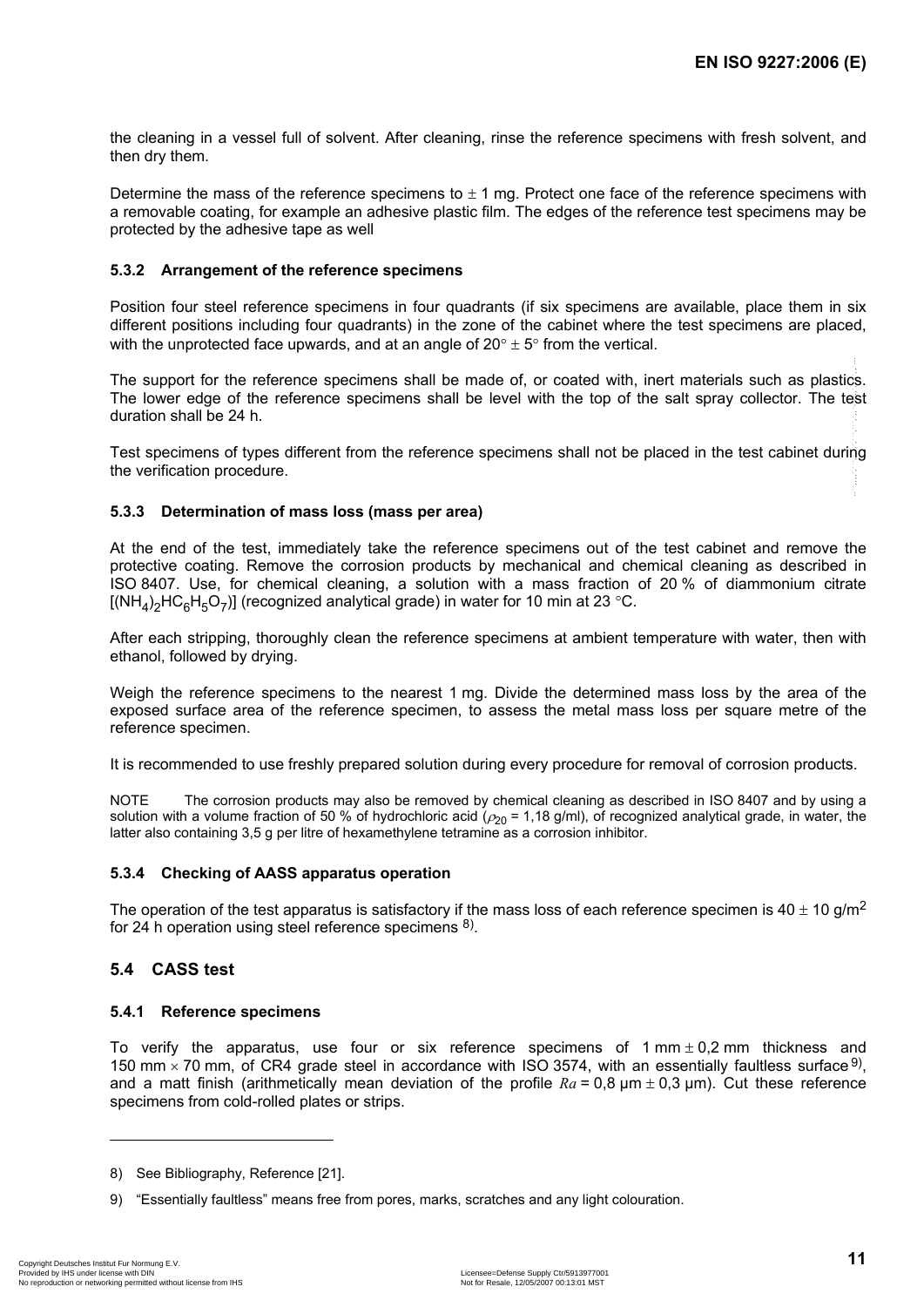the cleaning in a vessel full of solvent. After cleaning, rinse the reference specimens with fresh solvent, and then dry them.

Determine the mass of the reference specimens to ± 1 mg. Protect one face of the reference specimens with a removable coating, for example an adhesive plastic film. The edges of the reference test specimens may be protected by the adhesive tape as well

#### 5.3.2 Arrangement of the reference specimens

Position four steel reference specimens in four quadrants (if six specimens are available, place them in six different positions including four quadrants) in the zone of the cabinet where the test specimens are placed, with the unprotected face upwards, and at an angle of 20° ± 5° from the vertical.

The support for the reference specimens shall be made of, or coated with, inert materials such as plastics. The lower edge of the reference specimens shall be level with the top of the salt spray collector. The test duration shall be 24 h.

Test specimens of types different from the reference specimens shall not be placed in the test cabinet during the verification procedure.

#### 5.3.3 Determination of mass loss (mass per area)

At the end of the test, immediately take the reference specimens out of the test cabinet and remove the protective coating. Remove the corrosion products by mechanical and chemical cleaning as described in ISO 8407. Use, for chemical cleaning, a solution with a mass fraction of 20 % of diammonium citrate $[(NH_4)_2HC_6H_5O_7)]$ (recognized analytical grade) in water for 10 min at 23 °C.

After each stripping, thoroughly clean the reference specimens at ambient temperature with water, then with ethanol, followed by drying.

Weigh the reference specimens to the nearest 1 mg. Divide the determined mass loss by the area of the exposed surface area of the reference specimen, to assess the metal mass loss per square metre of the reference specimen.

It is recommended to use freshly prepared solution during every procedure for removal of corrosion products.

NOTE The corrosion products may also be removed by chemical cleaning as described in ISO 8407 and by using a solution with a volume fraction of 50 % of hydrochloric acid ($\rho_{20}$ = 1,18 g/ml), of recognized analytical grade, in water, the latter also containing 3,5 g per litre of hexamethylene tetramine as a corrosion inhibitor.

#### 5.3.4 Checking of AASS apparatus operation

The operation of the test apparatus is satisfactory if the mass loss of each reference specimen is 40 ± 10 g/m$^2$ for 24 h operation using steel reference specimens [8].

### 5.4 CASS test

#### 5.4.1 Reference specimens

To verify the apparatus, use four or six reference specimens of 1 mm ± 0,2 mm thickness and 150 mm × 70 mm, of CR4 grade steel in accordance with ISO 3574, with an essentially faultless surface [9], and a matt finish (arithmetically mean deviation of the profile $Ra$ = 0,8 µm ± 0,3 µm). Cut these reference specimens from cold-rolled plates or strips.

---

8) See Bibliography, Reference [21].

9) "Essentially faultless" means free from pores, marks, scratches and any light colouration.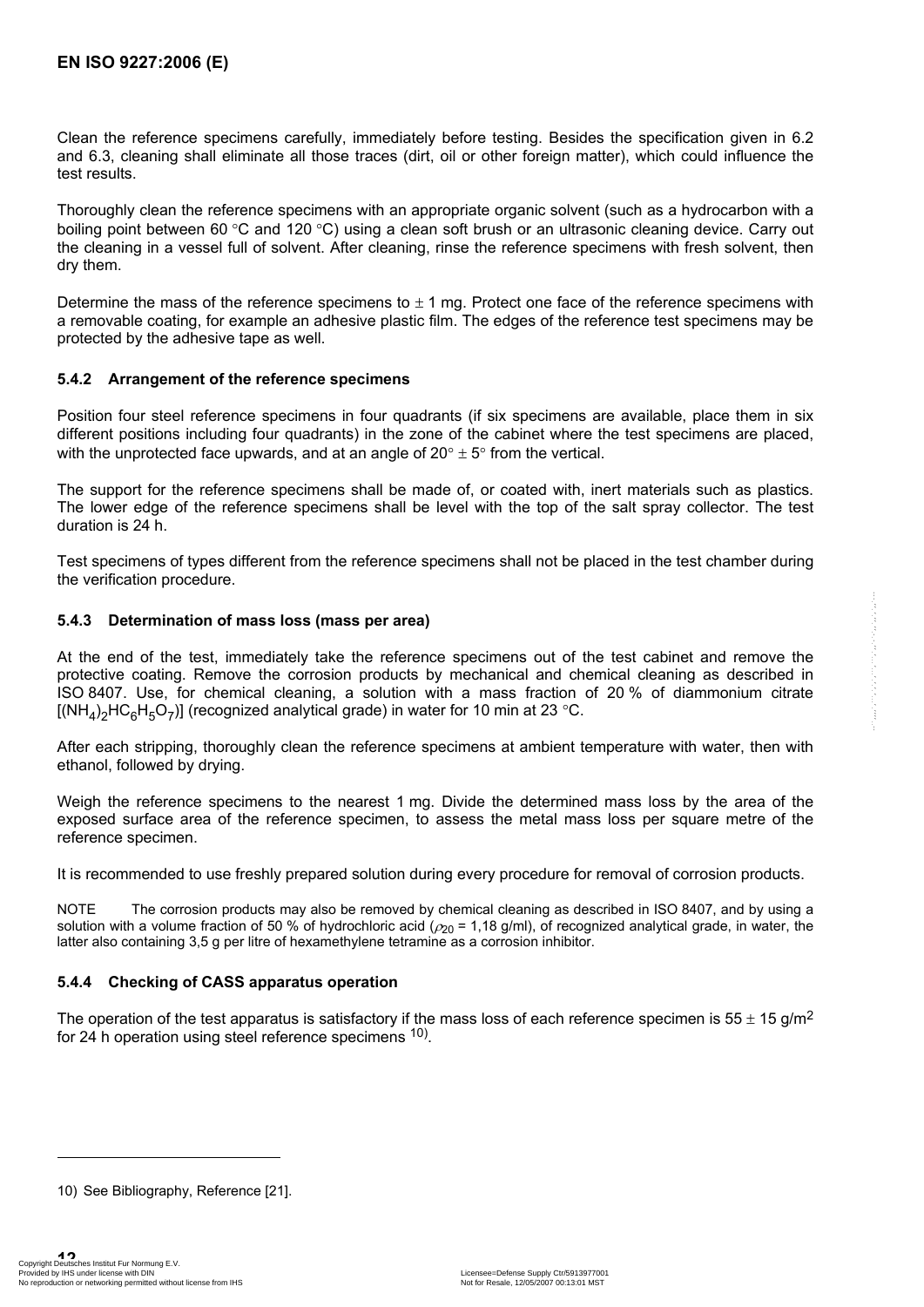Clean the reference specimens carefully, immediately before testing. Besides the specification given in 6.2 and 6.3, cleaning shall eliminate all those traces (dirt, oil or other foreign matter), which could influence the test results.

Thoroughly clean the reference specimens with an appropriate organic solvent (such as a hydrocarbon with a boiling point between 60 °C and 120 °C) using a clean soft brush or an ultrasonic cleaning device. Carry out the cleaning in a vessel full of solvent. After cleaning, rinse the reference specimens with fresh solvent, then dry them.

Determine the mass of the reference specimens to ± 1 mg. Protect one face of the reference specimens with a removable coating, for example an adhesive plastic film. The edges of the reference test specimens may be protected by the adhesive tape as well.

### 5.4.2 Arrangement of the reference specimens

Position four steel reference specimens in four quadrants (if six specimens are available, place them in six different positions including four quadrants) in the zone of the cabinet where the test specimens are placed, with the unprotected face upwards, and at an angle of 20° ± 5° from the vertical.

The support for the reference specimens shall be made of, or coated with, inert materials such as plastics. The lower edge of the reference specimens shall be level with the top of the salt spray collector. The test duration is 24 h.

Test specimens of types different from the reference specimens shall not be placed in the test chamber during the verification procedure.

### 5.4.3 Determination of mass loss (mass per area)

At the end of the test, immediately take the reference specimens out of the test cabinet and remove the protective coating. Remove the corrosion products by mechanical and chemical cleaning as described in ISO 8407. Use, for chemical cleaning, a solution with a mass fraction of 20 % of diammonium citrate $[(NH_4)_2HC_6H_5O_7)]$ (recognized analytical grade) in water for 10 min at 23 °C.

After each stripping, thoroughly clean the reference specimens at ambient temperature with water, then with ethanol, followed by drying.

Weigh the reference specimens to the nearest 1 mg. Divide the determined mass loss by the area of the exposed surface area of the reference specimen, to assess the metal mass loss per square metre of the reference specimen.

It is recommended to use freshly prepared solution during every procedure for removal of corrosion products.

NOTE The corrosion products may also be removed by chemical cleaning as described in ISO 8407, and by using a solution with a volume fraction of 50 % of hydrochloric acid ($\rho_{20}$ = 1,18 g/ml), of recognized analytical grade, in water, the latter also containing 3,5 g per litre of hexamethylene tetramine as a corrosion inhibitor.

### 5.4.4 Checking of CASS apparatus operation

The operation of the test apparatus is satisfactory if the mass loss of each reference specimen is 55 ± 15 g/m$^2$ for 24 h operation using steel reference specimens [10].

10) See Bibliography, Reference [21].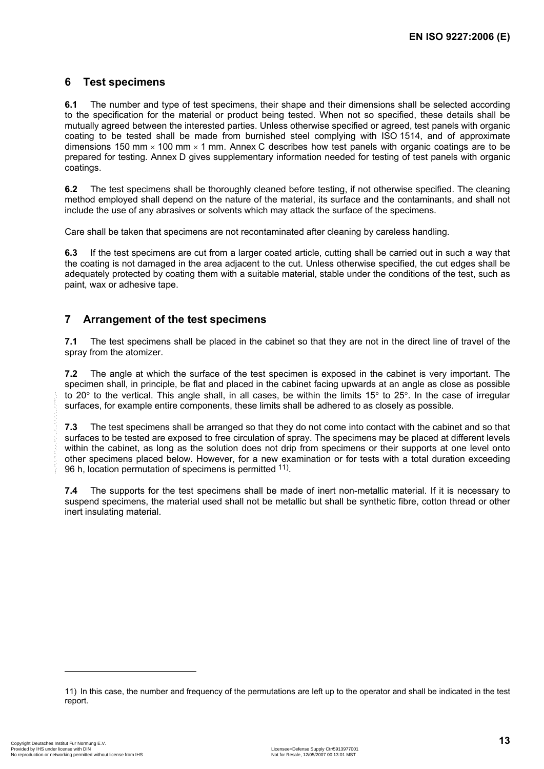## 6 Test specimens

**6.1** The number and type of test specimens, their shape and their dimensions shall be selected according to the specification for the material or product being tested. When not so specified, these details shall be mutually agreed between the interested parties. Unless otherwise specified or agreed, test panels with organic coating to be tested shall be made from burnished steel complying with ISO 1514, and of approximate dimensions 150 mm × 100 mm × 1 mm. Annex C describes how test panels with organic coatings are to be prepared for testing. Annex D gives supplementary information needed for testing of test panels with organic coatings.

**6.2** The test specimens shall be thoroughly cleaned before testing, if not otherwise specified. The cleaning method employed shall depend on the nature of the material, its surface and the contaminants, and shall not include the use of any abrasives or solvents which may attack the surface of the specimens.

Care shall be taken that specimens are not recontaminated after cleaning by careless handling.

**6.3** If the test specimens are cut from a larger coated article, cutting shall be carried out in such a way that the coating is not damaged in the area adjacent to the cut. Unless otherwise specified, the cut edges shall be adequately protected by coating them with a suitable material, stable under the conditions of the test, such as paint, wax or adhesive tape.

## 7 Arrangement of the test specimens

**7.1** The test specimens shall be placed in the cabinet so that they are not in the direct line of travel of the spray from the atomizer.

**7.2** The angle at which the surface of the test specimen is exposed in the cabinet is very important. The specimen shall, in principle, be flat and placed in the cabinet facing upwards at an angle as close as possible to 20° to the vertical. This angle shall, in all cases, be within the limits 15° to 25°. In the case of irregular surfaces, for example entire components, these limits shall be adhered to as closely as possible.

**7.3** The test specimens shall be arranged so that they do not come into contact with the cabinet and so that surfaces to be tested are exposed to free circulation of spray. The specimens may be placed at different levels within the cabinet, as long as the solution does not drip from specimens or their supports at one level onto other specimens placed below. However, for a new examination or for tests with a total duration exceeding 96 h, location permutation of specimens is permitted [11].

**7.4** The supports for the test specimens shall be made of inert non-metallic material. If it is necessary to suspend specimens, the material used shall not be metallic but shall be synthetic fibre, cotton thread or other inert insulating material.

---

11) In this case, the number and frequency of the permutations are left up to the operator and shall be indicated in the test report.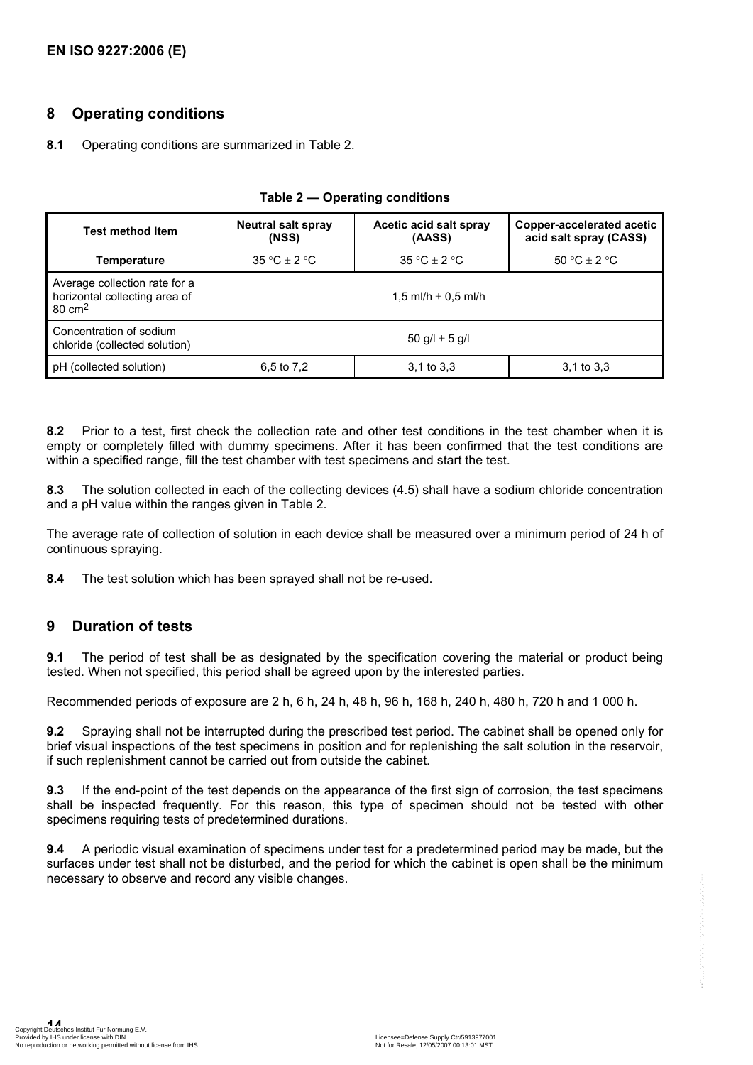## 8 Operating conditions

**8.1** Operating conditions are summarized in Table 2.

**Table 2 — Operating conditions**

| Test method Item | Neutral salt spray (NSS) | Acetic acid salt spray (AASS) | Copper-accelerated acetic acid salt spray (CASS) |
|---|---|---|---|
| **Temperature** | 35 °C ± 2 °C | 35 °C ± 2 °C | 50 °C ± 2 °C |
| Average collection rate for a horizontal collecting area of 80 $cm^2$ | 1,5 ml/h ± 0,5 ml/h | | |
| Concentration of sodium chloride (collected solution) | 50 g/l ± 5 g/l | | |
| pH (collected solution) | 6,5 to 7,2 | 3,1 to 3,3 | 3,1 to 3,3 |

**8.2** Prior to a test, first check the collection rate and other test conditions in the test chamber when it is empty or completely filled with dummy specimens. After it has been confirmed that the test conditions are within a specified range, fill the test chamber with test specimens and start the test.

**8.3** The solution collected in each of the collecting devices (4.5) shall have a sodium chloride concentration and a pH value within the ranges given in Table 2.

The average rate of collection of solution in each device shall be measured over a minimum period of 24 h of continuous spraying.

**8.4** The test solution which has been sprayed shall not be re-used.

## 9 Duration of tests

**9.1** The period of test shall be as designated by the specification covering the material or product being tested. When not specified, this period shall be agreed upon by the interested parties.

Recommended periods of exposure are 2 h, 6 h, 24 h, 48 h, 96 h, 168 h, 240 h, 480 h, 720 h and 1 000 h.

**9.2** Spraying shall not be interrupted during the prescribed test period. The cabinet shall be opened only for brief visual inspections of the test specimens in position and for replenishing the salt solution in the reservoir, if such replenishment cannot be carried out from outside the cabinet.

**9.3** If the end-point of the test depends on the appearance of the first sign of corrosion, the test specimens shall be inspected frequently. For this reason, this type of specimen should not be tested with other specimens requiring tests of predetermined durations.

**9.4** A periodic visual examination of specimens under test for a predetermined period may be made, but the surfaces under test shall not be disturbed, and the period for which the cabinet is open shall be the minimum necessary to observe and record any visible changes.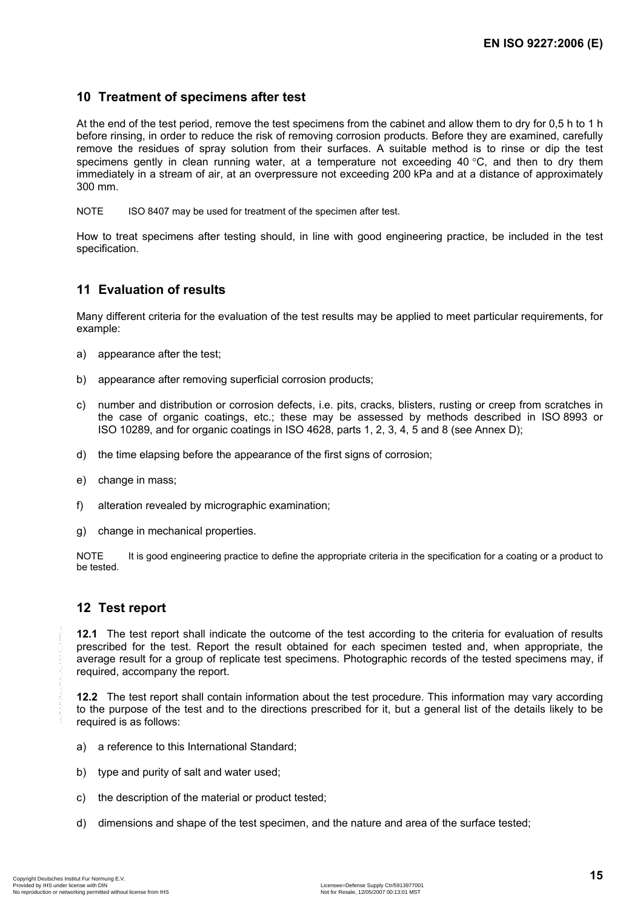## 10 Treatment of specimens after test

At the end of the test period, remove the test specimens from the cabinet and allow them to dry for 0,5 h to 1 h before rinsing, in order to reduce the risk of removing corrosion products. Before they are examined, carefully remove the residues of spray solution from their surfaces. A suitable method is to rinse or dip the test specimens gently in clean running water, at a temperature not exceeding 40 °C, and then to dry them immediately in a stream of air, at an overpressure not exceeding 200 kPa and at a distance of approximately 300 mm.

NOTE ISO 8407 may be used for treatment of the specimen after test.

How to treat specimens after testing should, in line with good engineering practice, be included in the test specification.

## 11 Evaluation of results

Many different criteria for the evaluation of the test results may be applied to meet particular requirements, for example:

a) appearance after the test;

b) appearance after removing superficial corrosion products;

c) number and distribution or corrosion defects, i.e. pits, cracks, blisters, rusting or creep from scratches in the case of organic coatings, etc.; these may be assessed by methods described in ISO 8993 or ISO 10289, and for organic coatings in ISO 4628, parts 1, 2, 3, 4, 5 and 8 (see Annex D);

d) the time elapsing before the appearance of the first signs of corrosion;

e) change in mass;

f) alteration revealed by micrographic examination;

g) change in mechanical properties.

NOTE It is good engineering practice to define the appropriate criteria in the specification for a coating or a product to be tested.

## 12 Test report

**12.1** The test report shall indicate the outcome of the test according to the criteria for evaluation of results prescribed for the test. Report the result obtained for each specimen tested and, when appropriate, the average result for a group of replicate test specimens. Photographic records of the tested specimens may, if required, accompany the report.

**12.2** The test report shall contain information about the test procedure. This information may vary according to the purpose of the test and to the directions prescribed for it, but a general list of the details likely to be required is as follows:

a) a reference to this International Standard;

b) type and purity of salt and water used;

c) the description of the material or product tested;

d) dimensions and shape of the test specimen, and the nature and area of the surface tested;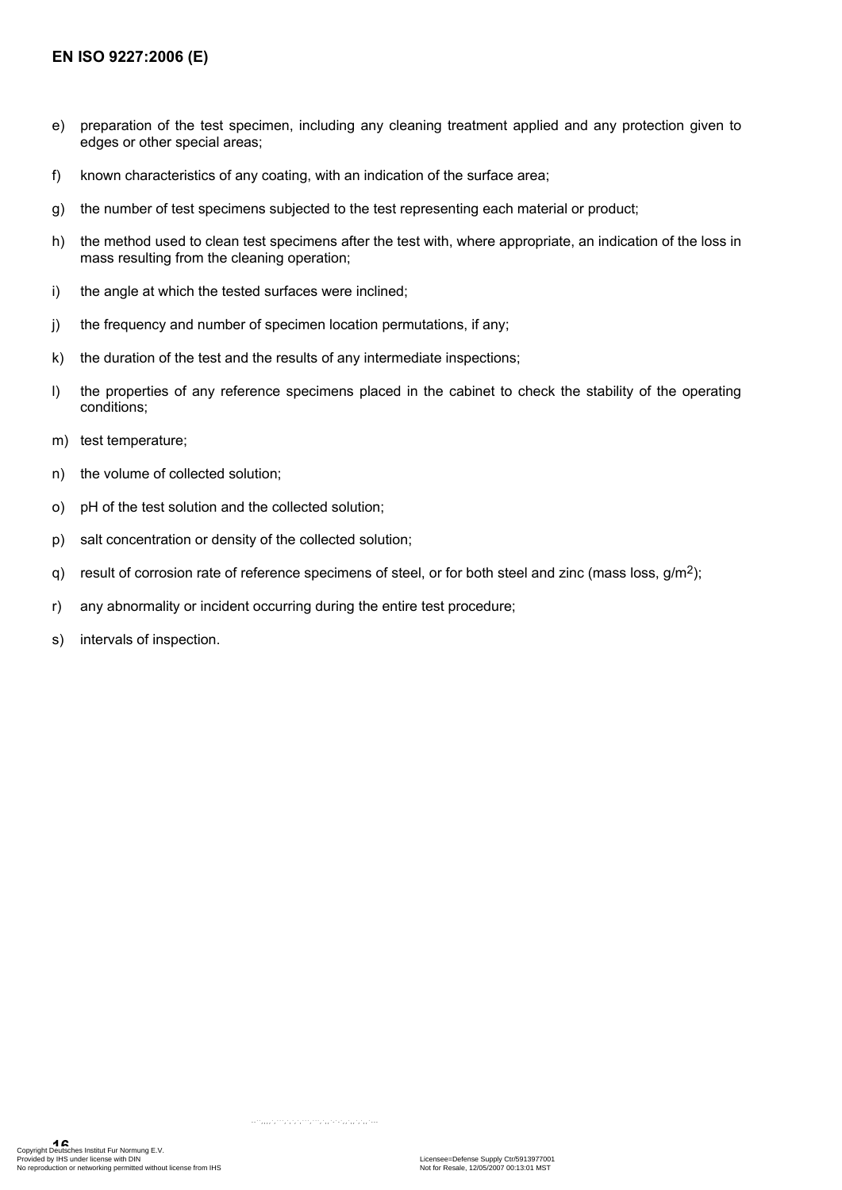e) preparation of the test specimen, including any cleaning treatment applied and any protection given to edges or other special areas;

f) known characteristics of any coating, with an indication of the surface area;

g) the number of test specimens subjected to the test representing each material or product;

h) the method used to clean test specimens after the test with, where appropriate, an indication of the loss in mass resulting from the cleaning operation;

i) the angle at which the tested surfaces were inclined;

j) the frequency and number of specimen location permutations, if any;

k) the duration of the test and the results of any intermediate inspections;

l) the properties of any reference specimens placed in the cabinet to check the stability of the operating conditions;

m) test temperature;

n) the volume of collected solution;

o) pH of the test solution and the collected solution;

p) salt concentration or density of the collected solution;

q) result of corrosion rate of reference specimens of steel, or for both steel and zinc (mass loss, $g/m^2$);

r) any abnormality or incident occurring during the entire test procedure;

s) intervals of inspection.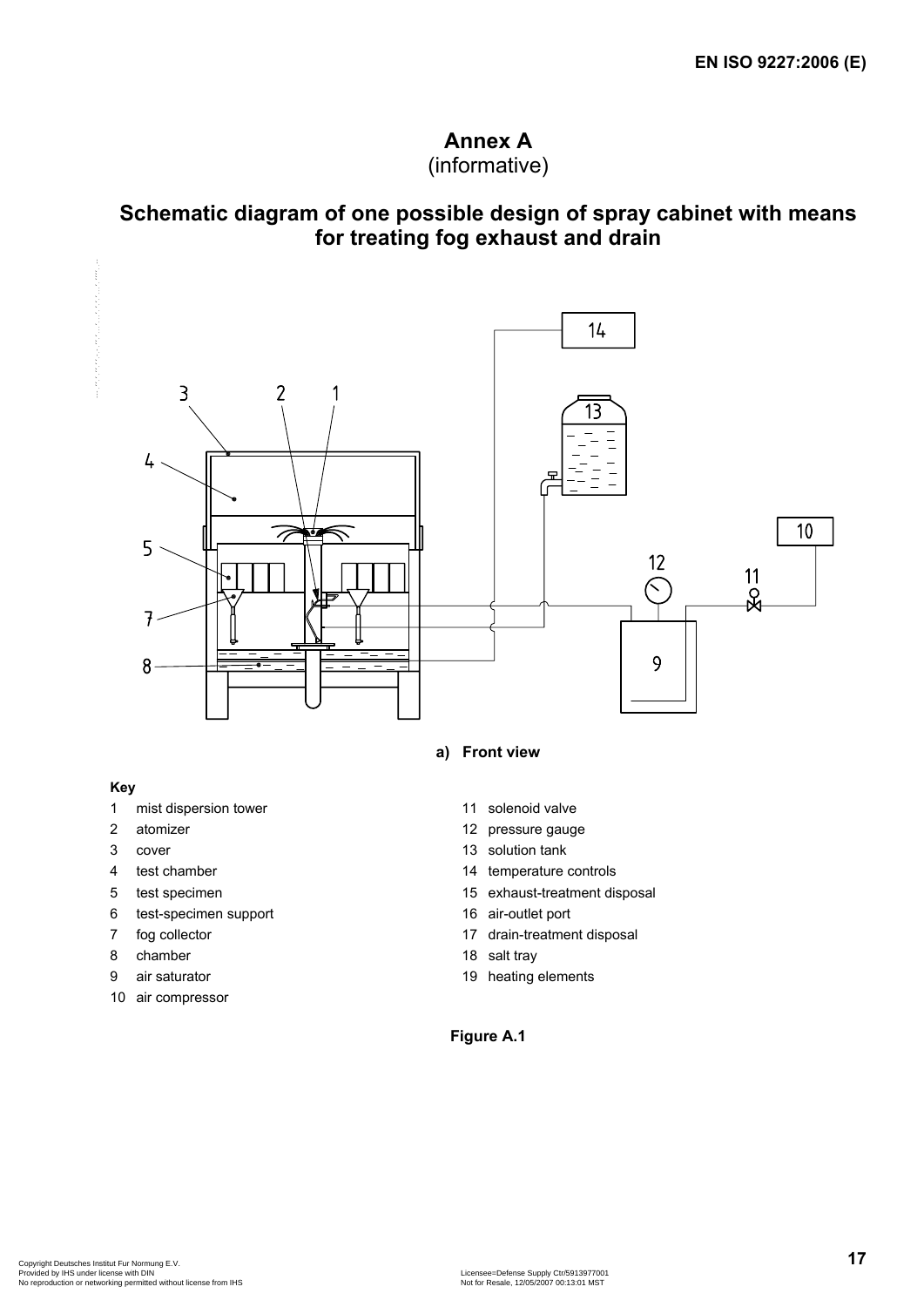# Annex A
(informative)

## Schematic diagram of one possible design of spray cabinet with means for treating fog exhaust and drain

**a) Front view**

**Key**

1 mist dispersion tower
2 atomizer
3 cover
4 test chamber
5 test specimen
6 test-specimen support
7 fog collector
8 chamber
9 air saturator
10 air compressor
11 solenoid valve
12 pressure gauge
13 solution tank
14 temperature controls
15 exhaust-treatment disposal
16 air-outlet port
17 drain-treatment disposal
18 salt tray
19 heating elements

**Figure A.1**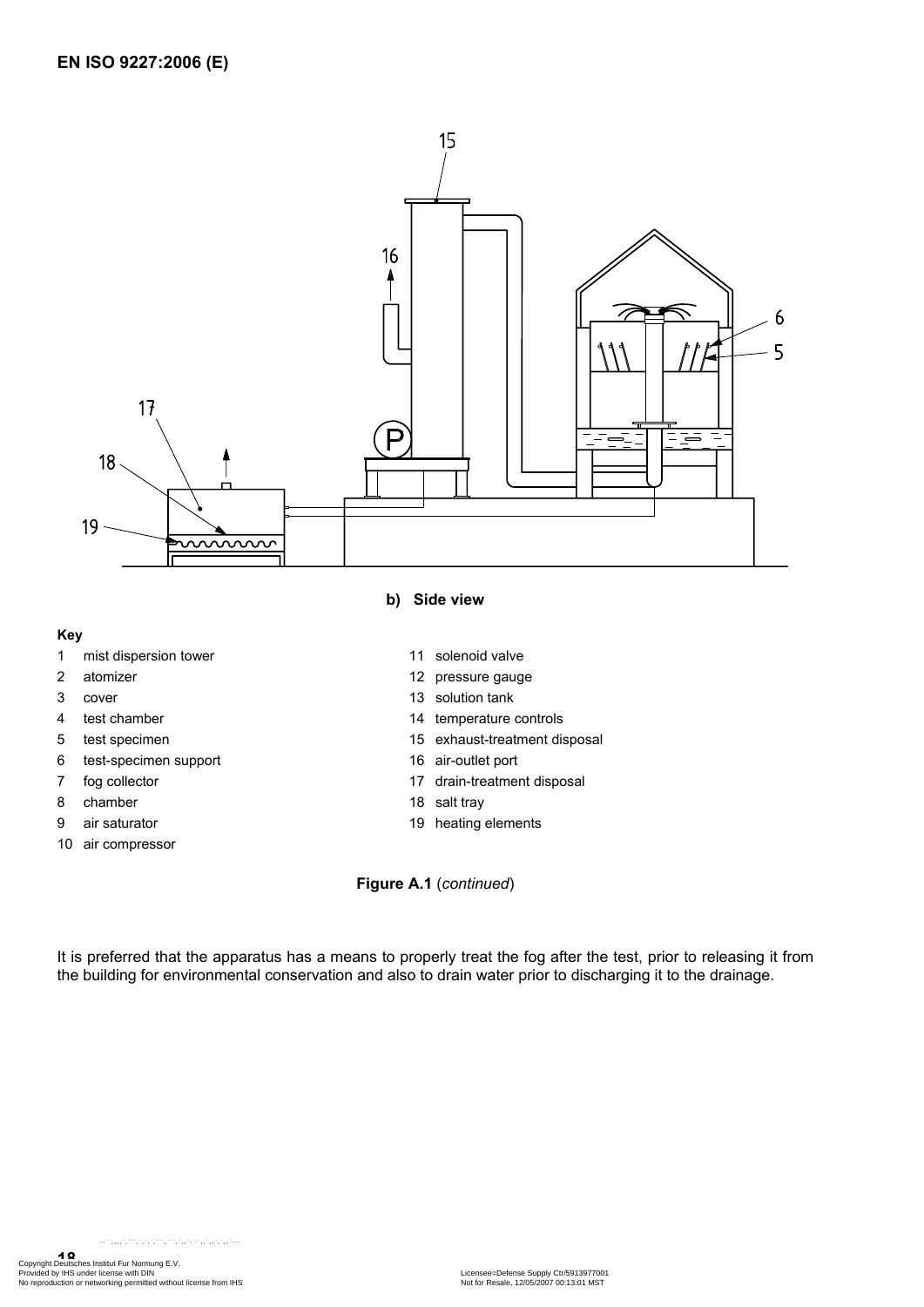b) Side view

**Key**

1 mist dispersion tower
2 atomizer
3 cover
4 test chamber
5 test specimen
6 test-specimen support
7 fog collector
8 chamber
9 air saturator
10 air compressor
11 solenoid valve
12 pressure gauge
13 solution tank
14 temperature controls
15 exhaust-treatment disposal
16 air-outlet port
17 drain-treatment disposal
18 salt tray
19 heating elements

**Figure A.1** (*continued*)

It is preferred that the apparatus has a means to properly treat the fog after the test, prior to releasing it from the building for environmental conservation and also to drain water prior to discharging it to the drainage.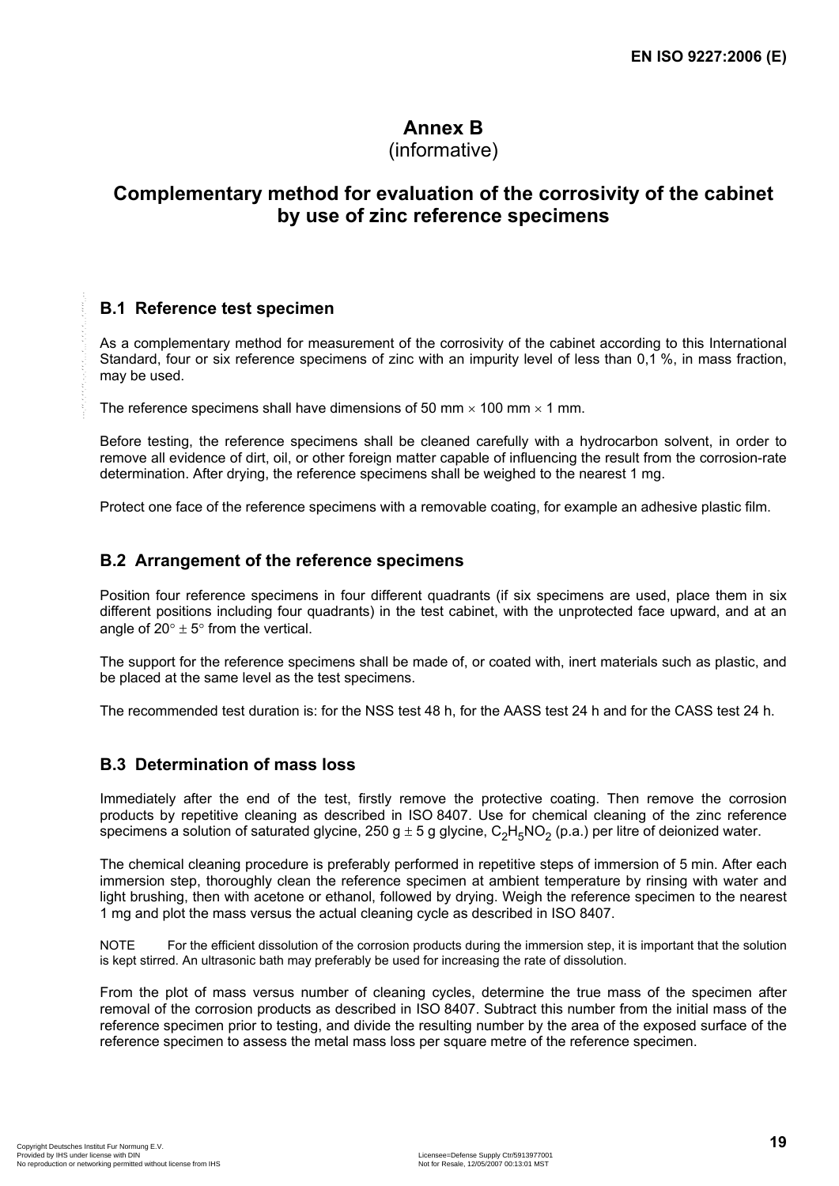# Annex B
(informative)

# Complementary method for evaluation of the corrosivity of the cabinet by use of zinc reference specimens

## B.1 Reference test specimen

As a complementary method for measurement of the corrosivity of the cabinet according to this International Standard, four or six reference specimens of zinc with an impurity level of less than 0,1 %, in mass fraction, may be used.

The reference specimens shall have dimensions of 50 mm × 100 mm × 1 mm.

Before testing, the reference specimens shall be cleaned carefully with a hydrocarbon solvent, in order to remove all evidence of dirt, oil, or other foreign matter capable of influencing the result from the corrosion-rate determination. After drying, the reference specimens shall be weighed to the nearest 1 mg.

Protect one face of the reference specimens with a removable coating, for example an adhesive plastic film.

## B.2 Arrangement of the reference specimens

Position four reference specimens in four different quadrants (if six specimens are used, place them in six different positions including four quadrants) in the test cabinet, with the unprotected face upward, and at an angle of $20° \pm 5°$ from the vertical.

The support for the reference specimens shall be made of, or coated with, inert materials such as plastic, and be placed at the same level as the test specimens.

The recommended test duration is: for the NSS test 48 h, for the AASS test 24 h and for the CASS test 24 h.

## B.3 Determination of mass loss

Immediately after the end of the test, firstly remove the protective coating. Then remove the corrosion products by repetitive cleaning as described in ISO 8407. Use for chemical cleaning of the zinc reference specimens a solution of saturated glycine, 250 g ± 5 g glycine, $C_2H_5NO_2$ (p.a.) per litre of deionized water.

The chemical cleaning procedure is preferably performed in repetitive steps of immersion of 5 min. After each immersion step, thoroughly clean the reference specimen at ambient temperature by rinsing with water and light brushing, then with acetone or ethanol, followed by drying. Weigh the reference specimen to the nearest 1 mg and plot the mass versus the actual cleaning cycle as described in ISO 8407.

NOTE For the efficient dissolution of the corrosion products during the immersion step, it is important that the solution is kept stirred. An ultrasonic bath may preferably be used for increasing the rate of dissolution.

From the plot of mass versus number of cleaning cycles, determine the true mass of the specimen after removal of the corrosion products as described in ISO 8407. Subtract this number from the initial mass of the reference specimen prior to testing, and divide the resulting number by the area of the exposed surface of the reference specimen to assess the metal mass loss per square metre of the reference specimen.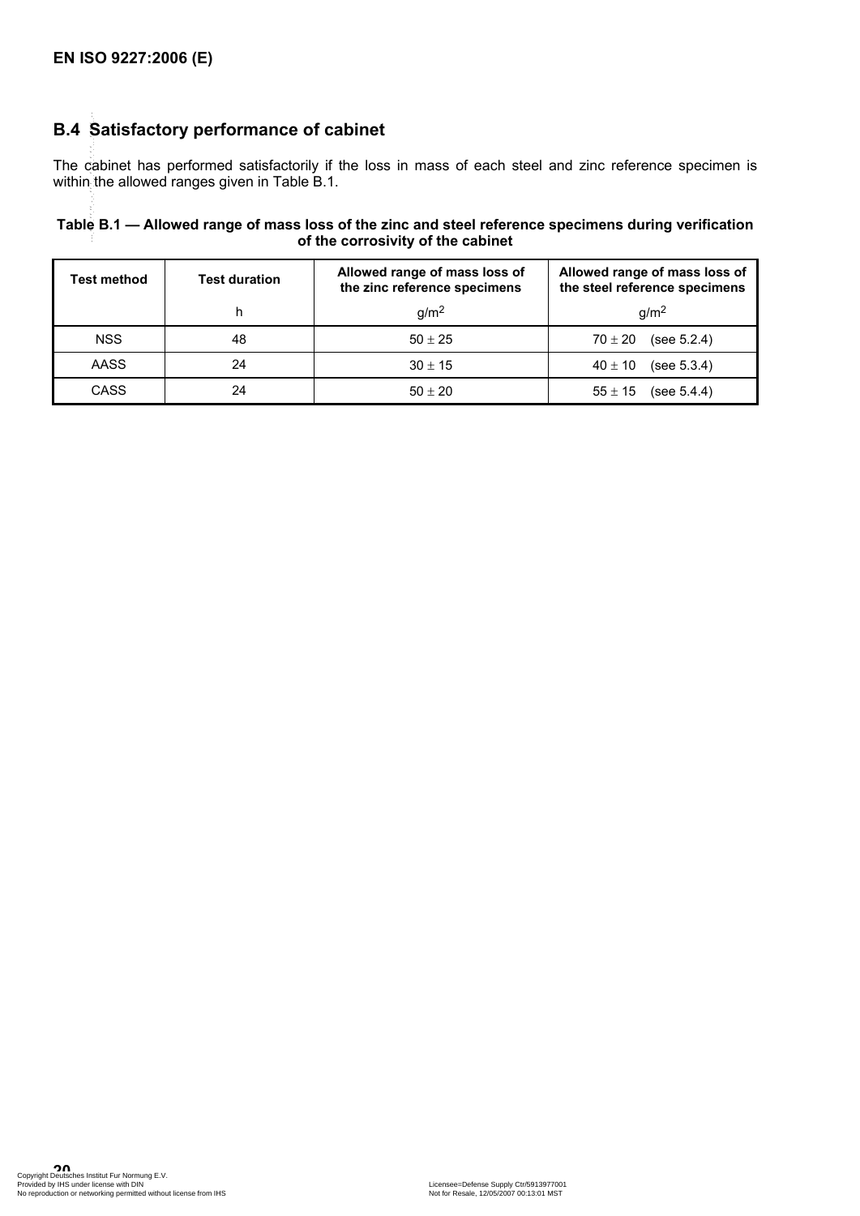## B.4 Satisfactory performance of cabinet

The cabinet has performed satisfactorily if the loss in mass of each steel and zinc reference specimen is within the allowed ranges given in Table B.1.

**Table B.1 — Allowed range of mass loss of the zinc and steel reference specimens during verification of the corrosivity of the cabinet**

| Test method | Test duration<br>h | Allowed range of mass loss of the zinc reference specimens<br>$g/m^2$ | Allowed range of mass loss of the steel reference specimens<br>$g/m^2$ |
|---|---|---|---|
| NSS | 48 | $50 \pm 25$ | $70 \pm 20$ (see 5.2.4) |
| AASS | 24 | $30 \pm 15$ | $40 \pm 10$ (see 5.3.4) |
| CASS | 24 | $50 \pm 20$ | $55 \pm 15$ (see 5.4.4) |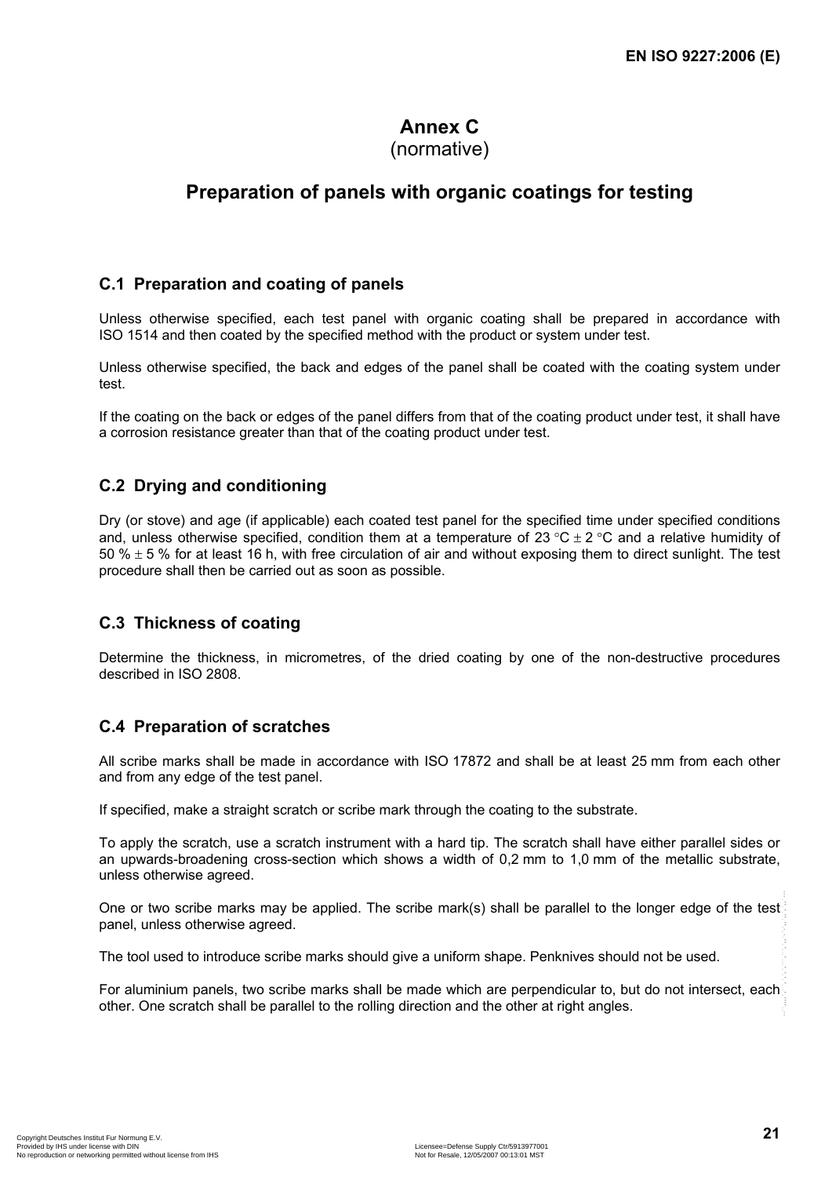# Annex C
(normative)

# Preparation of panels with organic coatings for testing

## C.1 Preparation and coating of panels

Unless otherwise specified, each test panel with organic coating shall be prepared in accordance with ISO 1514 and then coated by the specified method with the product or system under test.

Unless otherwise specified, the back and edges of the panel shall be coated with the coating system under test.

If the coating on the back or edges of the panel differs from that of the coating product under test, it shall have a corrosion resistance greater than that of the coating product under test.

## C.2 Drying and conditioning

Dry (or stove) and age (if applicable) each coated test panel for the specified time under specified conditions and, unless otherwise specified, condition them at a temperature of 23 °C ± 2 °C and a relative humidity of 50 % ± 5 % for at least 16 h, with free circulation of air and without exposing them to direct sunlight. The test procedure shall then be carried out as soon as possible.

## C.3 Thickness of coating

Determine the thickness, in micrometres, of the dried coating by one of the non-destructive procedures described in ISO 2808.

## C.4 Preparation of scratches

All scribe marks shall be made in accordance with ISO 17872 and shall be at least 25 mm from each other and from any edge of the test panel.

If specified, make a straight scratch or scribe mark through the coating to the substrate.

To apply the scratch, use a scratch instrument with a hard tip. The scratch shall have either parallel sides or an upwards-broadening cross-section which shows a width of 0,2 mm to 1,0 mm of the metallic substrate, unless otherwise agreed.

One or two scribe marks may be applied. The scribe mark(s) shall be parallel to the longer edge of the test panel, unless otherwise agreed.

The tool used to introduce scribe marks should give a uniform shape. Penknives should not be used.

For aluminium panels, two scribe marks shall be made which are perpendicular to, but do not intersect, each other. One scratch shall be parallel to the rolling direction and the other at right angles.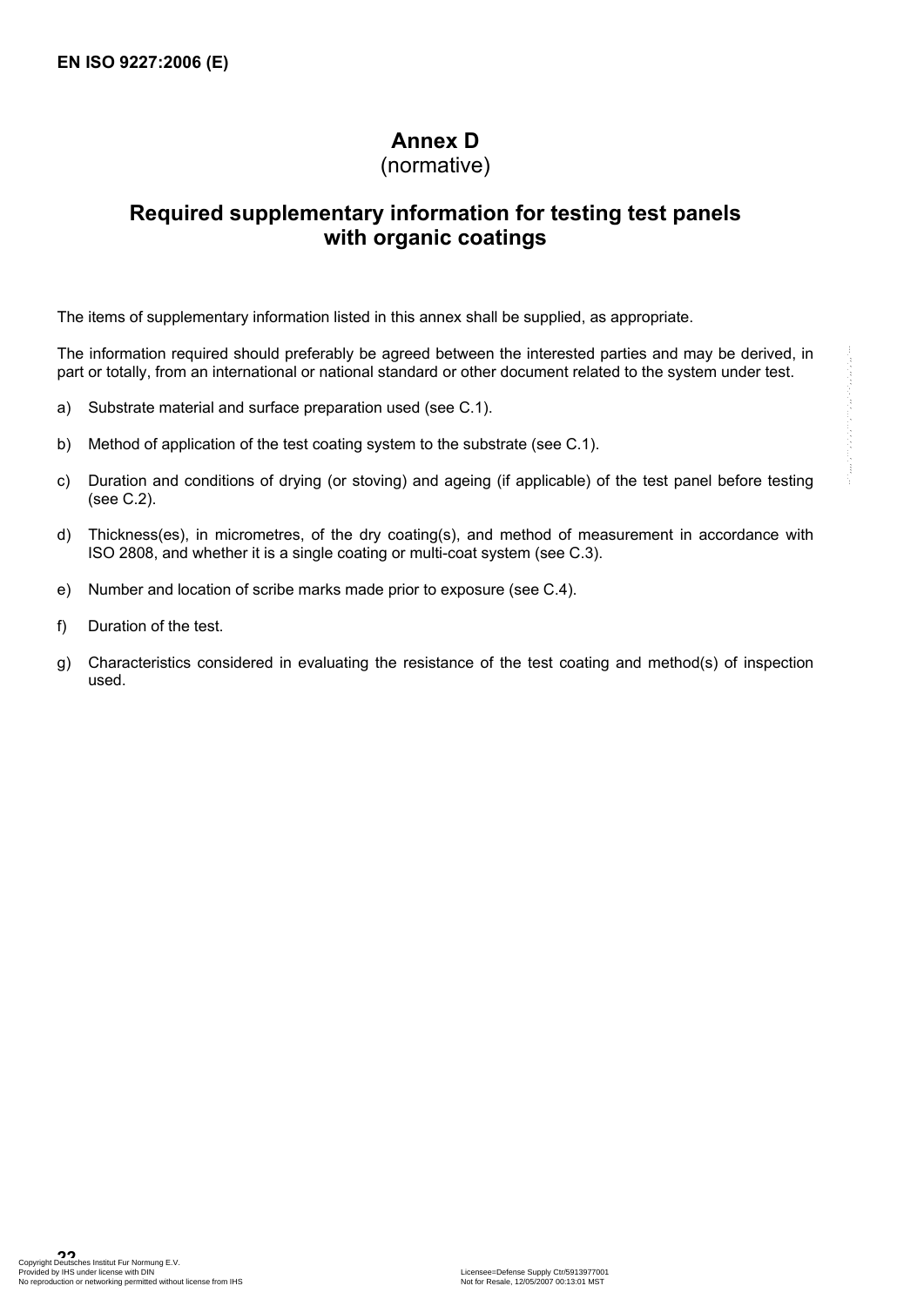# Annex D
(normative)

## Required supplementary information for testing test panels with organic coatings

The items of supplementary information listed in this annex shall be supplied, as appropriate.

The information required should preferably be agreed between the interested parties and may be derived, in part or totally, from an international or national standard or other document related to the system under test.

a) Substrate material and surface preparation used (see C.1).

b) Method of application of the test coating system to the substrate (see C.1).

c) Duration and conditions of drying (or stoving) and ageing (if applicable) of the test panel before testing (see C.2).

d) Thickness(es), in micrometres, of the dry coating(s), and method of measurement in accordance with ISO 2808, and whether it is a single coating or multi-coat system (see C.3).

e) Number and location of scribe marks made prior to exposure (see C.4).

f) Duration of the test.

g) Characteristics considered in evaluating the resistance of the test coating and method(s) of inspection used.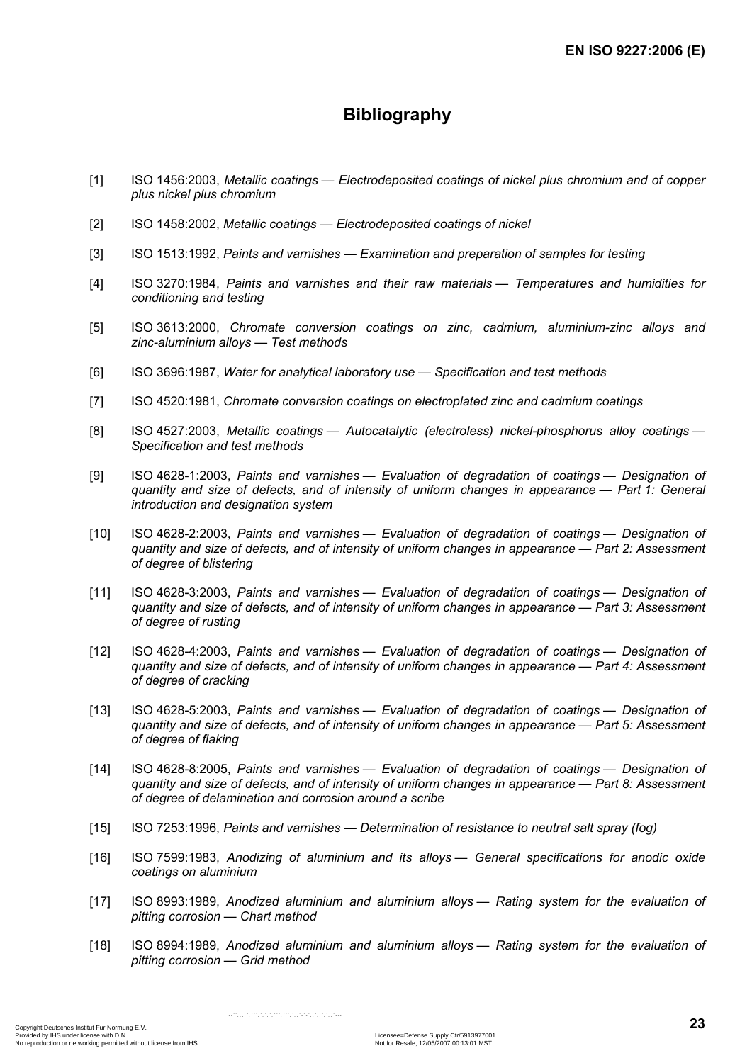# Bibliography

[1] ISO 1456:2003, *Metallic coatings — Electrodeposited coatings of nickel plus chromium and of copper plus nickel plus chromium*

[2] ISO 1458:2002, *Metallic coatings — Electrodeposited coatings of nickel*

[3] ISO 1513:1992, *Paints and varnishes — Examination and preparation of samples for testing*

[4] ISO 3270:1984, *Paints and varnishes and their raw materials — Temperatures and humidities for conditioning and testing*

[5] ISO 3613:2000, *Chromate conversion coatings on zinc, cadmium, aluminium-zinc alloys and zinc-aluminium alloys — Test methods*

[6] ISO 3696:1987, *Water for analytical laboratory use — Specification and test methods*

[7] ISO 4520:1981, *Chromate conversion coatings on electroplated zinc and cadmium coatings*

[8] ISO 4527:2003, *Metallic coatings — Autocatalytic (electroless) nickel-phosphorus alloy coatings — Specification and test methods*

[9] ISO 4628-1:2003, *Paints and varnishes — Evaluation of degradation of coatings — Designation of quantity and size of defects, and of intensity of uniform changes in appearance — Part 1: General introduction and designation system*

[10] ISO 4628-2:2003, *Paints and varnishes — Evaluation of degradation of coatings — Designation of quantity and size of defects, and of intensity of uniform changes in appearance — Part 2: Assessment of degree of blistering*

[11] ISO 4628-3:2003, *Paints and varnishes — Evaluation of degradation of coatings — Designation of quantity and size of defects, and of intensity of uniform changes in appearance — Part 3: Assessment of degree of rusting*

[12] ISO 4628-4:2003, *Paints and varnishes — Evaluation of degradation of coatings — Designation of quantity and size of defects, and of intensity of uniform changes in appearance — Part 4: Assessment of degree of cracking*

[13] ISO 4628-5:2003, *Paints and varnishes — Evaluation of degradation of coatings — Designation of quantity and size of defects, and of intensity of uniform changes in appearance — Part 5: Assessment of degree of flaking*

[14] ISO 4628-8:2005, *Paints and varnishes — Evaluation of degradation of coatings — Designation of quantity and size of defects, and of intensity of uniform changes in appearance — Part 8: Assessment of degree of delamination and corrosion around a scribe*

[15] ISO 7253:1996, *Paints and varnishes — Determination of resistance to neutral salt spray (fog)*

[16] ISO 7599:1983, *Anodizing of aluminium and its alloys — General specifications for anodic oxide coatings on aluminium*

[17] ISO 8993:1989, *Anodized aluminium and aluminium alloys — Rating system for the evaluation of pitting corrosion — Chart method*

[18] ISO 8994:1989, *Anodized aluminium and aluminium alloys — Rating system for the evaluation of pitting corrosion — Grid method*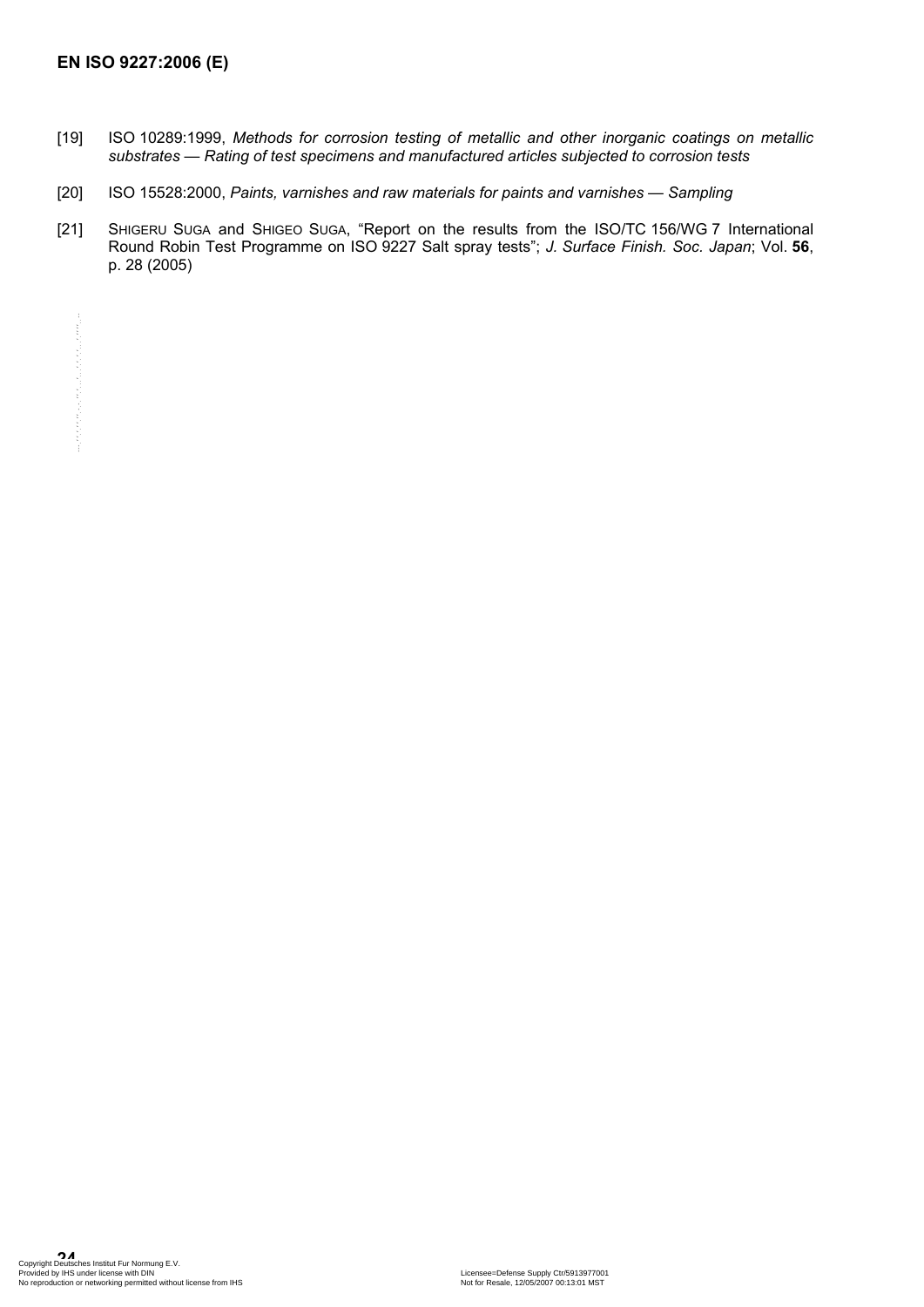[19] ISO 10289:1999, *Methods for corrosion testing of metallic and other inorganic coatings on metallic substrates — Rating of test specimens and manufactured articles subjected to corrosion tests*

[20] ISO 15528:2000, *Paints, varnishes and raw materials for paints and varnishes — Sampling*

[21] SHIGERU SUGA and SHIGEO SUGA, "Report on the results from the ISO/TC 156/WG 7 International Round Robin Test Programme on ISO 9227 Salt spray tests"; *J. Surface Finish. Soc. Japan*; Vol. **56**, p. 28 (2005)